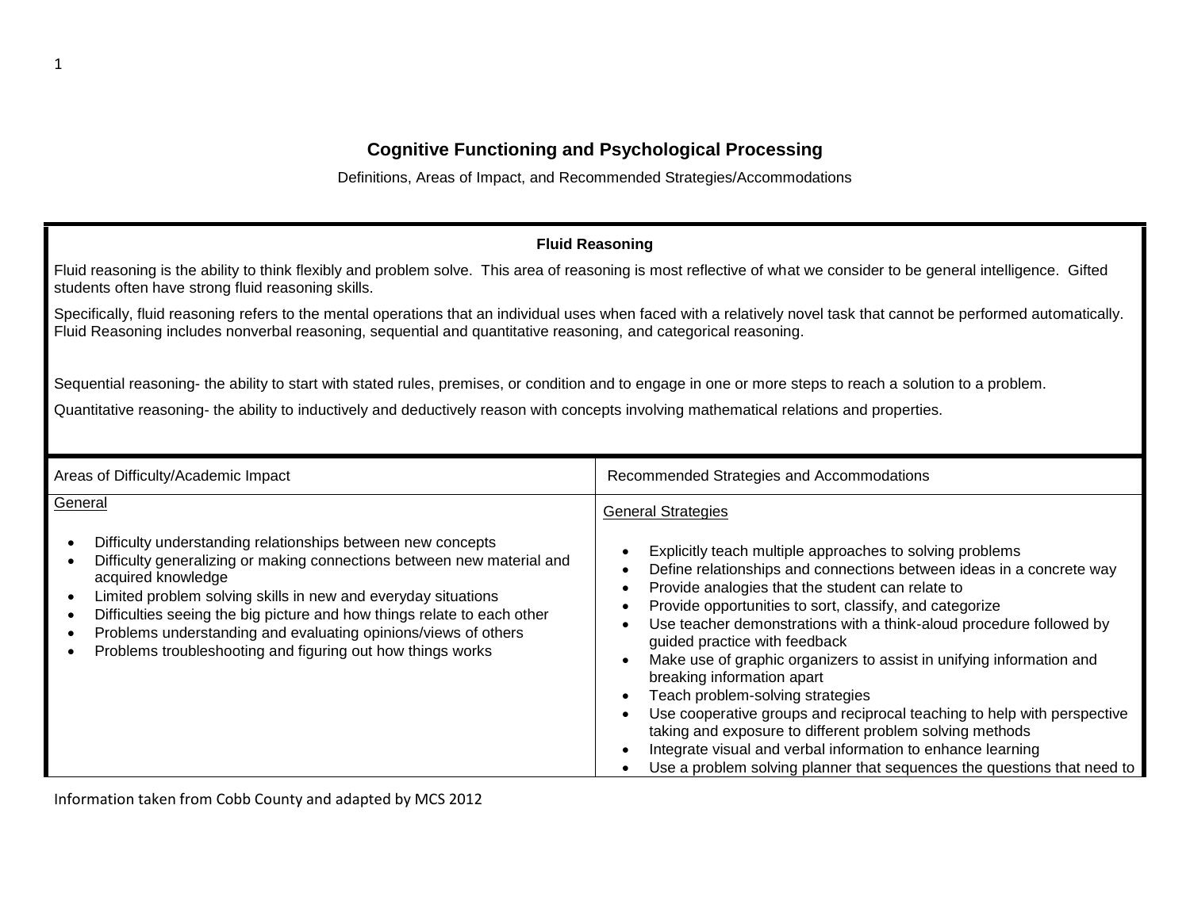# Cognitive Functioning and Psychological Processing

Definitions, Areas of Impact, and Recommended Strategies/Accommodations

## Fluid Reasoning

Fluid reasoning is the ability to think flexibly and problem solve. This area of reasoning is most reflective of what we consider to be general intelligence. Gifted students often have strong fluid reasoning skills.

Specifically, fluid reasoning refers to the mental operations that an individual uses when faced with a relatively novel task that cannot be performed automatically. Fluid Reasoning includes nonverbal reasoning, sequential and quantitative reasoning, and categorical reasoning.

Sequential reasoning- the ability to start with stated rules, premises, or condition and to engage in one or more steps to reach a solution to a problem.

Quantitative reasoning- the ability to inductively and deductively reason with concepts involving mathematical relations and properties.

| Areas of Difficulty/Academic Impact | Recommended Strategies and Accommodations |
|---|---|
| General<br><br>• Difficulty understanding relationships between new concepts<br>• Difficulty generalizing or making connections between new material and acquired knowledge<br>• Limited problem solving skills in new and everyday situations<br>• Difficulties seeing the big picture and how things relate to each other<br>• Problems understanding and evaluating opinions/views of others<br>• Problems troubleshooting and figuring out how things works | General Strategies<br><br>• Explicitly teach multiple approaches to solving problems<br>• Define relationships and connections between ideas in a concrete way<br>• Provide analogies that the student can relate to<br>• Provide opportunities to sort, classify, and categorize<br>• Use teacher demonstrations with a think-aloud procedure followed by guided practice with feedback<br>• Make use of graphic organizers to assist in unifying information and breaking information apart<br>• Teach problem-solving strategies<br>• Use cooperative groups and reciprocal teaching to help with perspective taking and exposure to different problem solving methods<br>• Integrate visual and verbal information to enhance learning<br>• Use a problem solving planner that sequences the questions that need to |

Information taken from Cobb County and adapted by MCS 2012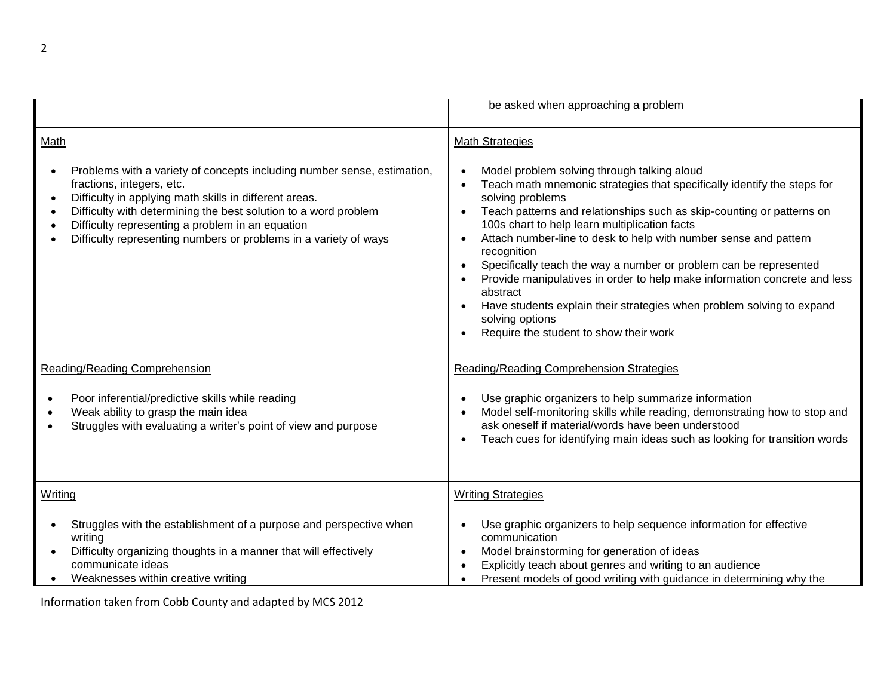| | |
|---|---|
| | be asked when approaching a problem |
| <u>Math</u><br><br>• Problems with a variety of concepts including number sense, estimation, fractions, integers, etc.<br>• Difficulty in applying math skills in different areas.<br>• Difficulty with determining the best solution to a word problem<br>• Difficulty representing a problem in an equation<br>• Difficulty representing numbers or problems in a variety of ways | <u>Math Strategies</u><br><br>• Model problem solving through talking aloud<br>• Teach math mnemonic strategies that specifically identify the steps for solving problems<br>• Teach patterns and relationships such as skip-counting or patterns on 100s chart to help learn multiplication facts<br>• Attach number-line to desk to help with number sense and pattern recognition<br>• Specifically teach the way a number or problem can be represented<br>• Provide manipulatives in order to help make information concrete and less abstract<br>• Have students explain their strategies when problem solving to expand solving options<br>• Require the student to show their work |
| <u>Reading/Reading Comprehension</u><br><br>• Poor inferential/predictive skills while reading<br>• Weak ability to grasp the main idea<br>• Struggles with evaluating a writer's point of view and purpose | <u>Reading/Reading Comprehension Strategies</u><br><br>• Use graphic organizers to help summarize information<br>• Model self-monitoring skills while reading, demonstrating how to stop and ask oneself if material/words have been understood<br>• Teach cues for identifying main ideas such as looking for transition words |
| <u>Writing</u><br><br>• Struggles with the establishment of a purpose and perspective when writing<br>• Difficulty organizing thoughts in a manner that will effectively communicate ideas<br>• Weaknesses within creative writing | <u>Writing Strategies</u><br><br>• Use graphic organizers to help sequence information for effective communication<br>• Model brainstorming for generation of ideas<br>• Explicitly teach about genres and writing to an audience<br>• Present models of good writing with guidance in determining why the |

Information taken from Cobb County and adapted by MCS 2012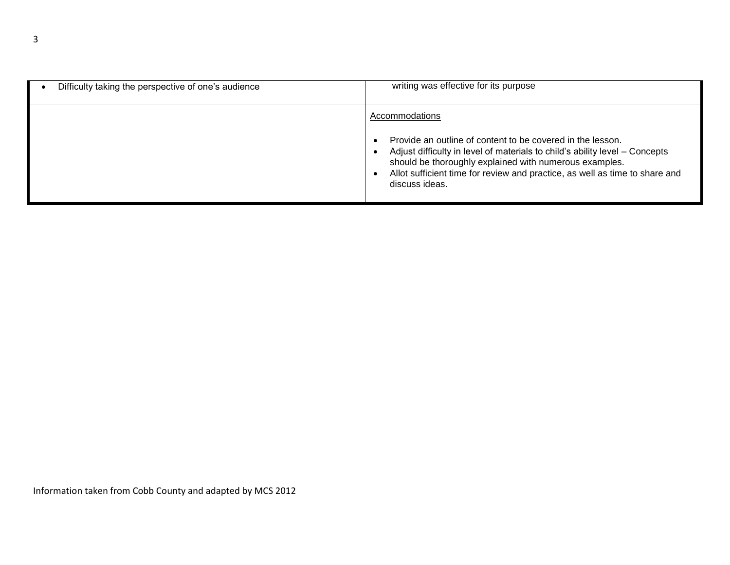| | |
|---|---|
| • Difficulty taking the perspective of one's audience | writing was effective for its purpose |
| | Accommodations<br><br>• Provide an outline of content to be covered in the lesson.<br>• Adjust difficulty in level of materials to child's ability level – Concepts should be thoroughly explained with numerous examples.<br>• Allot sufficient time for review and practice, as well as time to share and discuss ideas. |

Information taken from Cobb County and adapted by MCS 2012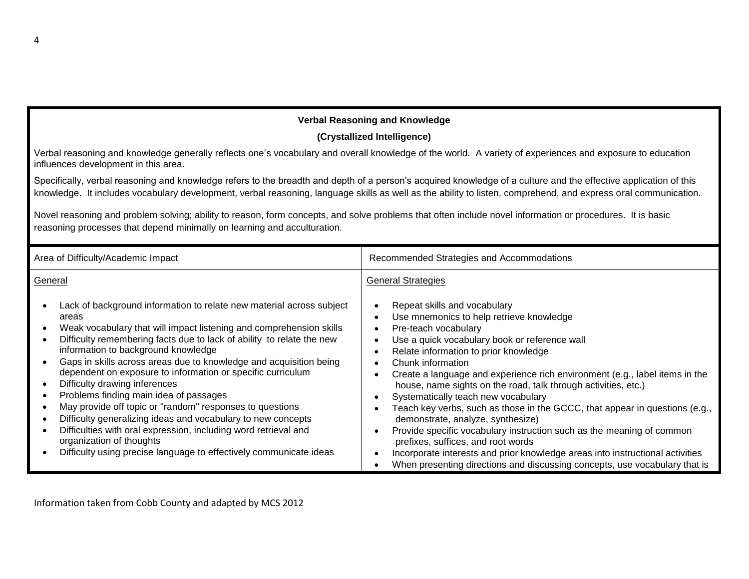**Verbal Reasoning and Knowledge**

**(Crystallized Intelligence)**

Verbal reasoning and knowledge generally reflects one's vocabulary and overall knowledge of the world. A variety of experiences and exposure to education influences development in this area.

Specifically, verbal reasoning and knowledge refers to the breadth and depth of a person's acquired knowledge of a culture and the effective application of this knowledge. It includes vocabulary development, verbal reasoning, language skills as well as the ability to listen, comprehend, and express oral communication.

Novel reasoning and problem solving; ability to reason, form concepts, and solve problems that often include novel information or procedures. It is basic reasoning processes that depend minimally on learning and acculturation.

| Area of Difficulty/Academic Impact | Recommended Strategies and Accommodations |
|---|---|
| <u>General</u><br><br>• Lack of background information to relate new material across subject areas<br>• Weak vocabulary that will impact listening and comprehension skills<br>• Difficulty remembering facts due to lack of ability to relate the new information to background knowledge<br>• Gaps in skills across areas due to knowledge and acquisition being dependent on exposure to information or specific curriculum<br>• Difficulty drawing inferences<br>• Problems finding main idea of passages<br>• May provide off topic or "random" responses to questions<br>• Difficulty generalizing ideas and vocabulary to new concepts<br>• Difficulties with oral expression, including word retrieval and organization of thoughts<br>• Difficulty using precise language to effectively communicate ideas | <u>General Strategies</u><br><br>• Repeat skills and vocabulary<br>• Use mnemonics to help retrieve knowledge<br>• Pre-teach vocabulary<br>• Use a quick vocabulary book or reference wall<br>• Relate information to prior knowledge<br>• Chunk information<br>• Create a language and experience rich environment (e.g., label items in the house, name sights on the road, talk through activities, etc.)<br>• Systematically teach new vocabulary<br>• Teach key verbs, such as those in the GCCC, that appear in questions (e.g., demonstrate, analyze, synthesize)<br>• Provide specific vocabulary instruction such as the meaning of common prefixes, suffices, and root words<br>• Incorporate interests and prior knowledge areas into instructional activities<br>• When presenting directions and discussing concepts, use vocabulary that is |

Information taken from Cobb County and adapted by MCS 2012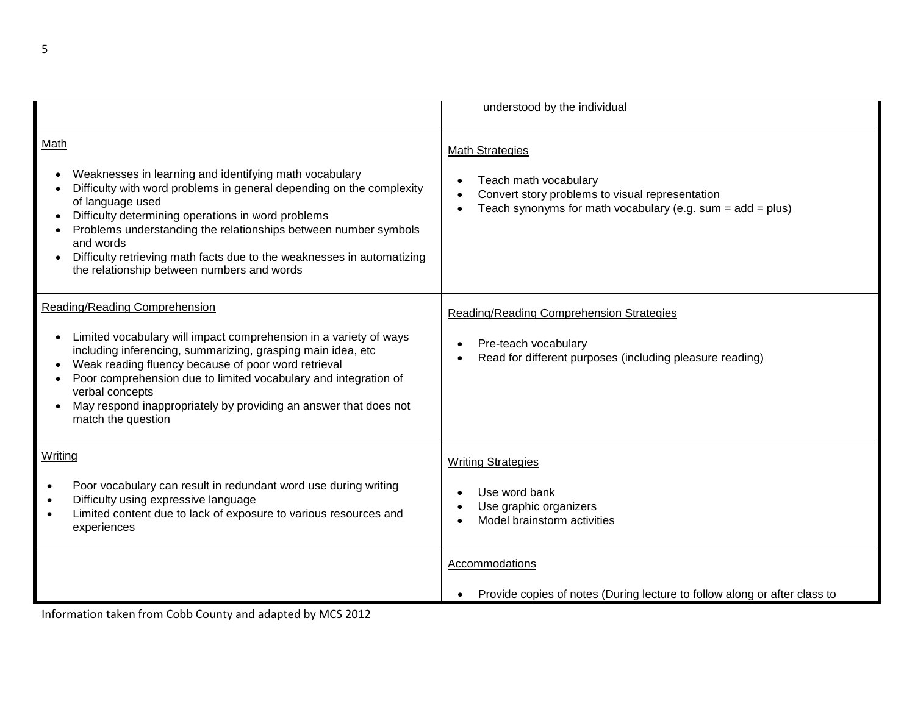| | |
|---|---|
| | understood by the individual |
| <u>Math</u><br><br>• Weaknesses in learning and identifying math vocabulary<br>• Difficulty with word problems in general depending on the complexity of language used<br>• Difficulty determining operations in word problems<br>• Problems understanding the relationships between number symbols and words<br>• Difficulty retrieving math facts due to the weaknesses in automatizing the relationship between numbers and words | <u>Math Strategies</u><br><br>• Teach math vocabulary<br>• Convert story problems to visual representation<br>• Teach synonyms for math vocabulary (e.g. sum = add = plus) |
| <u>Reading/Reading Comprehension</u><br><br>• Limited vocabulary will impact comprehension in a variety of ways including inferencing, summarizing, grasping main idea, etc<br>• Weak reading fluency because of poor word retrieval<br>• Poor comprehension due to limited vocabulary and integration of verbal concepts<br>• May respond inappropriately by providing an answer that does not match the question | <u>Reading/Reading Comprehension Strategies</u><br><br>• Pre-teach vocabulary<br>• Read for different purposes (including pleasure reading) |
| <u>Writing</u><br><br>• Poor vocabulary can result in redundant word use during writing<br>• Difficulty using expressive language<br>• Limited content due to lack of exposure to various resources and experiences | <u>Writing Strategies</u><br><br>• Use word bank<br>• Use graphic organizers<br>• Model brainstorm activities |
| | <u>Accommodations</u><br><br>• Provide copies of notes (During lecture to follow along or after class to |

Information taken from Cobb County and adapted by MCS 2012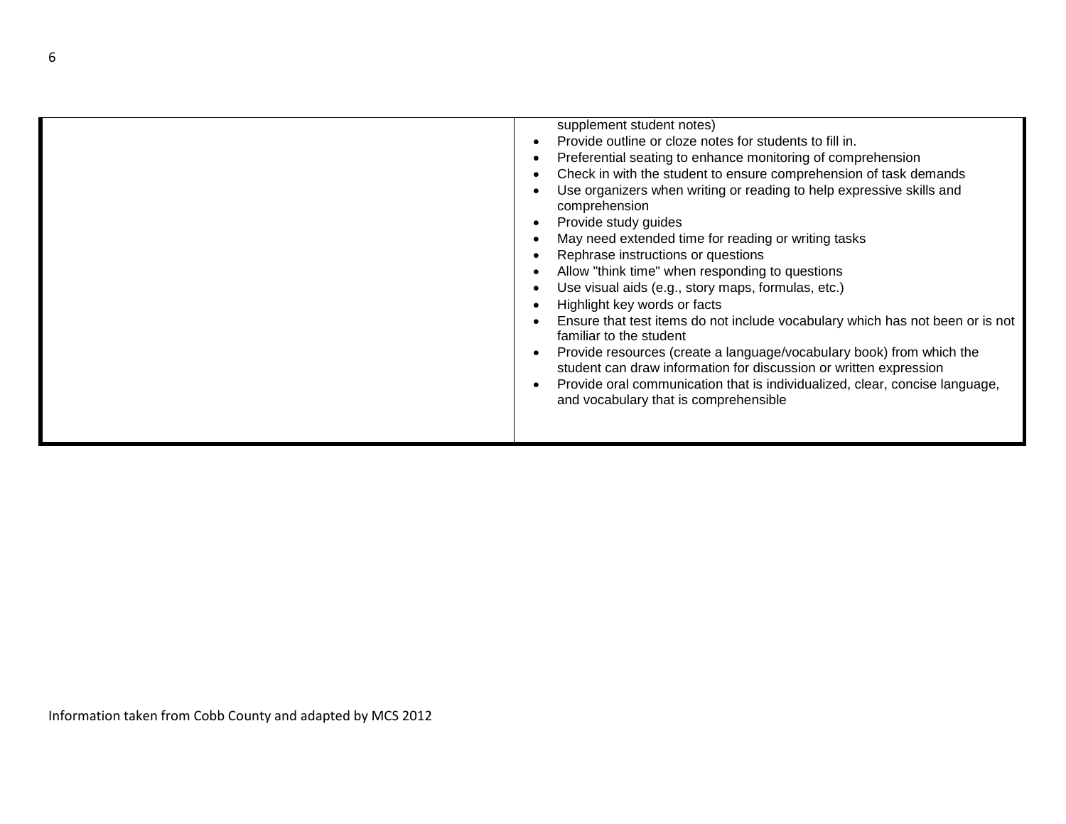| | |
|---|---|
| | supplement student notes)<br>• Provide outline or cloze notes for students to fill in.<br>• Preferential seating to enhance monitoring of comprehension<br>• Check in with the student to ensure comprehension of task demands<br>• Use organizers when writing or reading to help expressive skills and comprehension<br>• Provide study guides<br>• May need extended time for reading or writing tasks<br>• Rephrase instructions or questions<br>• Allow "think time" when responding to questions<br>• Use visual aids (e.g., story maps, formulas, etc.)<br>• Highlight key words or facts<br>• Ensure that test items do not include vocabulary which has not been or is not familiar to the student<br>• Provide resources (create a language/vocabulary book) from which the student can draw information for discussion or written expression<br>• Provide oral communication that is individualized, clear, concise language, and vocabulary that is comprehensible |

Information taken from Cobb County and adapted by MCS 2012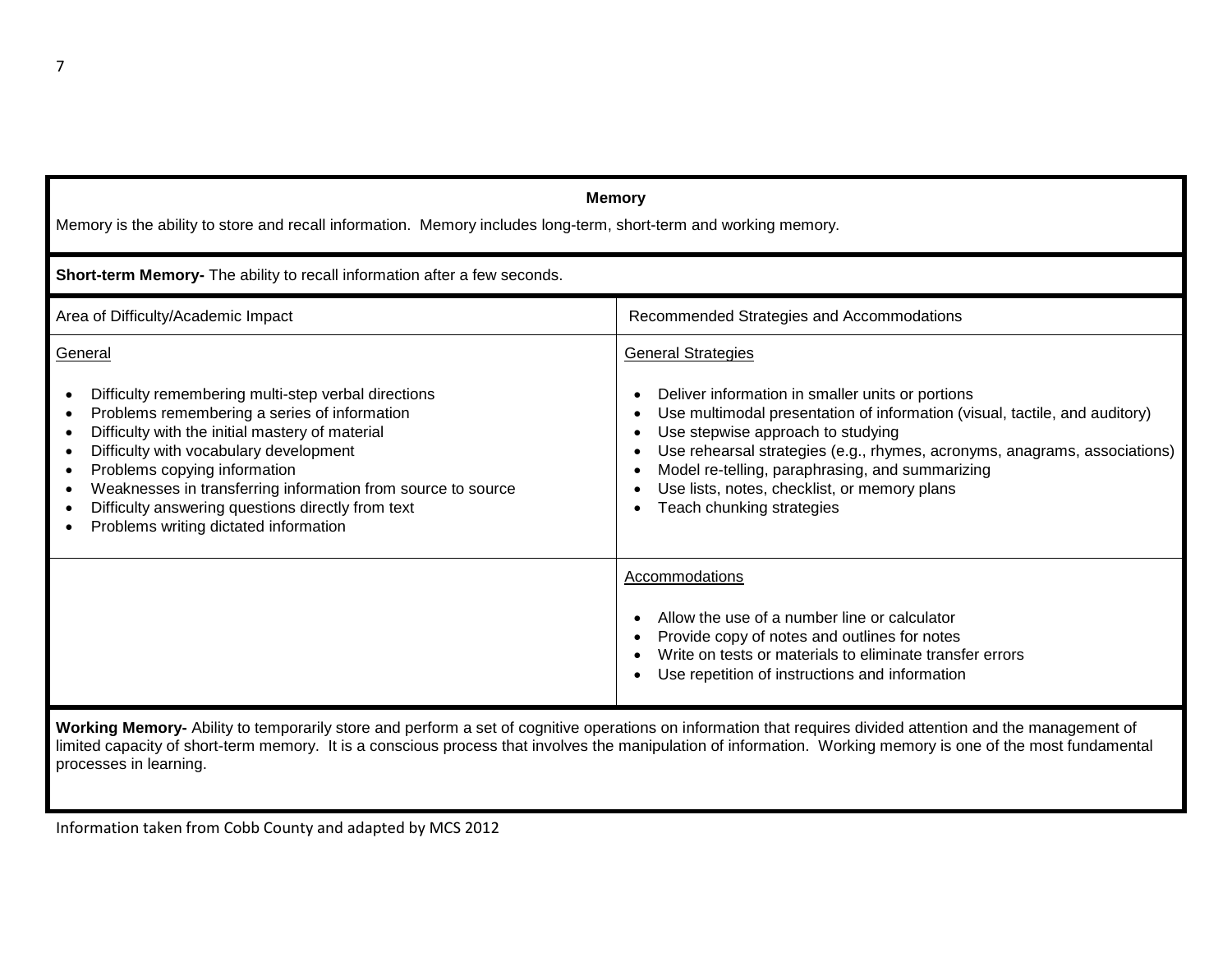**Memory**

Memory is the ability to store and recall information. Memory includes long-term, short-term and working memory.

**Short-term Memory-** The ability to recall information after a few seconds.

| Area of Difficulty/Academic Impact | Recommended Strategies and Accommodations |
|---|---|
| General<br><br>• Difficulty remembering multi-step verbal directions<br>• Problems remembering a series of information<br>• Difficulty with the initial mastery of material<br>• Difficulty with vocabulary development<br>• Problems copying information<br>• Weaknesses in transferring information from source to source<br>• Difficulty answering questions directly from text<br>• Problems writing dictated information | General Strategies<br><br>• Deliver information in smaller units or portions<br>• Use multimodal presentation of information (visual, tactile, and auditory)<br>• Use stepwise approach to studying<br>• Use rehearsal strategies (e.g., rhymes, acronyms, anagrams, associations)<br>• Model re-telling, paraphrasing, and summarizing<br>• Use lists, notes, checklist, or memory plans<br>• Teach chunking strategies |
| | Accommodations<br><br>• Allow the use of a number line or calculator<br>• Provide copy of notes and outlines for notes<br>• Write on tests or materials to eliminate transfer errors<br>• Use repetition of instructions and information |

**Working Memory-** Ability to temporarily store and perform a set of cognitive operations on information that requires divided attention and the management of limited capacity of short-term memory. It is a conscious process that involves the manipulation of information. Working memory is one of the most fundamental processes in learning.

Information taken from Cobb County and adapted by MCS 2012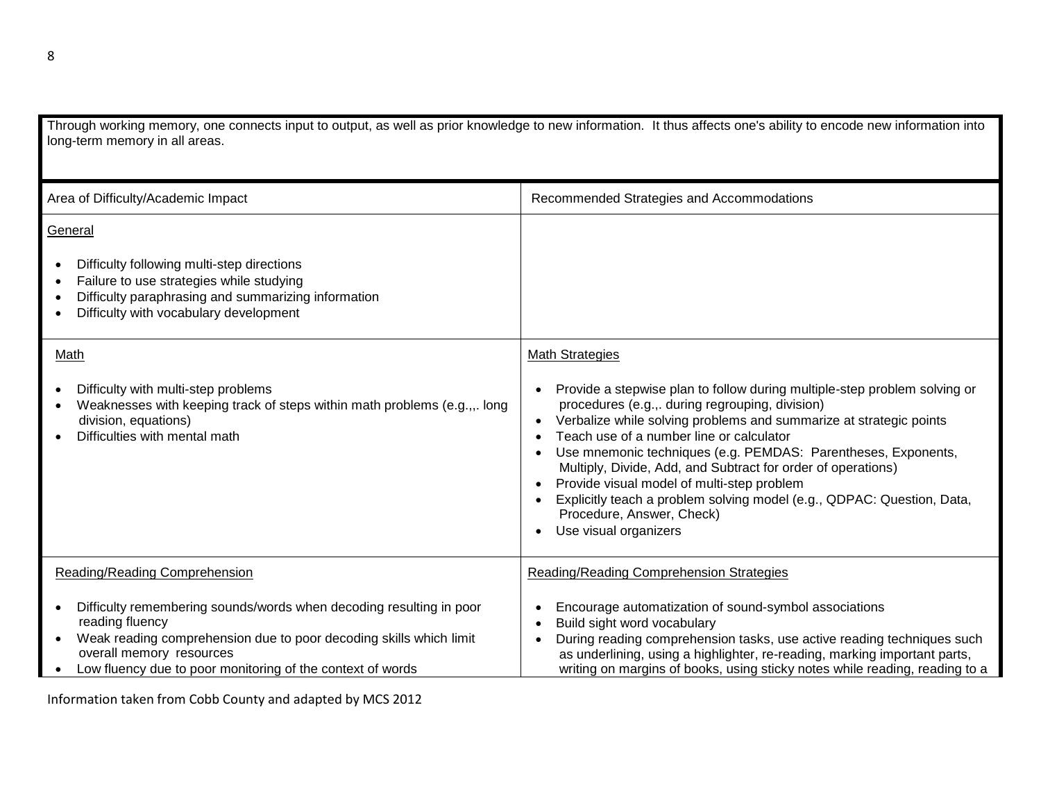Through working memory, one connects input to output, as well as prior knowledge to new information. It thus affects one's ability to encode new information into long-term memory in all areas.

| Area of Difficulty/Academic Impact | Recommended Strategies and Accommodations |
|---|---|
| <u>General</u><br><br>• Difficulty following multi-step directions<br>• Failure to use strategies while studying<br>• Difficulty paraphrasing and summarizing information<br>• Difficulty with vocabulary development | |
| <u>Math</u><br><br>• Difficulty with multi-step problems<br>• Weaknesses with keeping track of steps within math problems (e.g.,,. long division, equations)<br>• Difficulties with mental math | <u>Math Strategies</u><br><br>• Provide a stepwise plan to follow during multiple-step problem solving or procedures (e.g.,. during regrouping, division)<br>• Verbalize while solving problems and summarize at strategic points<br>• Teach use of a number line or calculator<br>• Use mnemonic techniques (e.g. PEMDAS: Parentheses, Exponents, Multiply, Divide, Add, and Subtract for order of operations)<br>• Provide visual model of multi-step problem<br>• Explicitly teach a problem solving model (e.g., QDPAC: Question, Data, Procedure, Answer, Check)<br>• Use visual organizers |
| <u>Reading/Reading Comprehension</u><br><br>• Difficulty remembering sounds/words when decoding resulting in poor reading fluency<br>• Weak reading comprehension due to poor decoding skills which limit overall memory resources<br>• Low fluency due to poor monitoring of the context of words | <u>Reading/Reading Comprehension Strategies</u><br><br>• Encourage automatization of sound-symbol associations<br>• Build sight word vocabulary<br>• During reading comprehension tasks, use active reading techniques such as underlining, using a highlighter, re-reading, marking important parts, writing on margins of books, using sticky notes while reading, reading to a |

Information taken from Cobb County and adapted by MCS 2012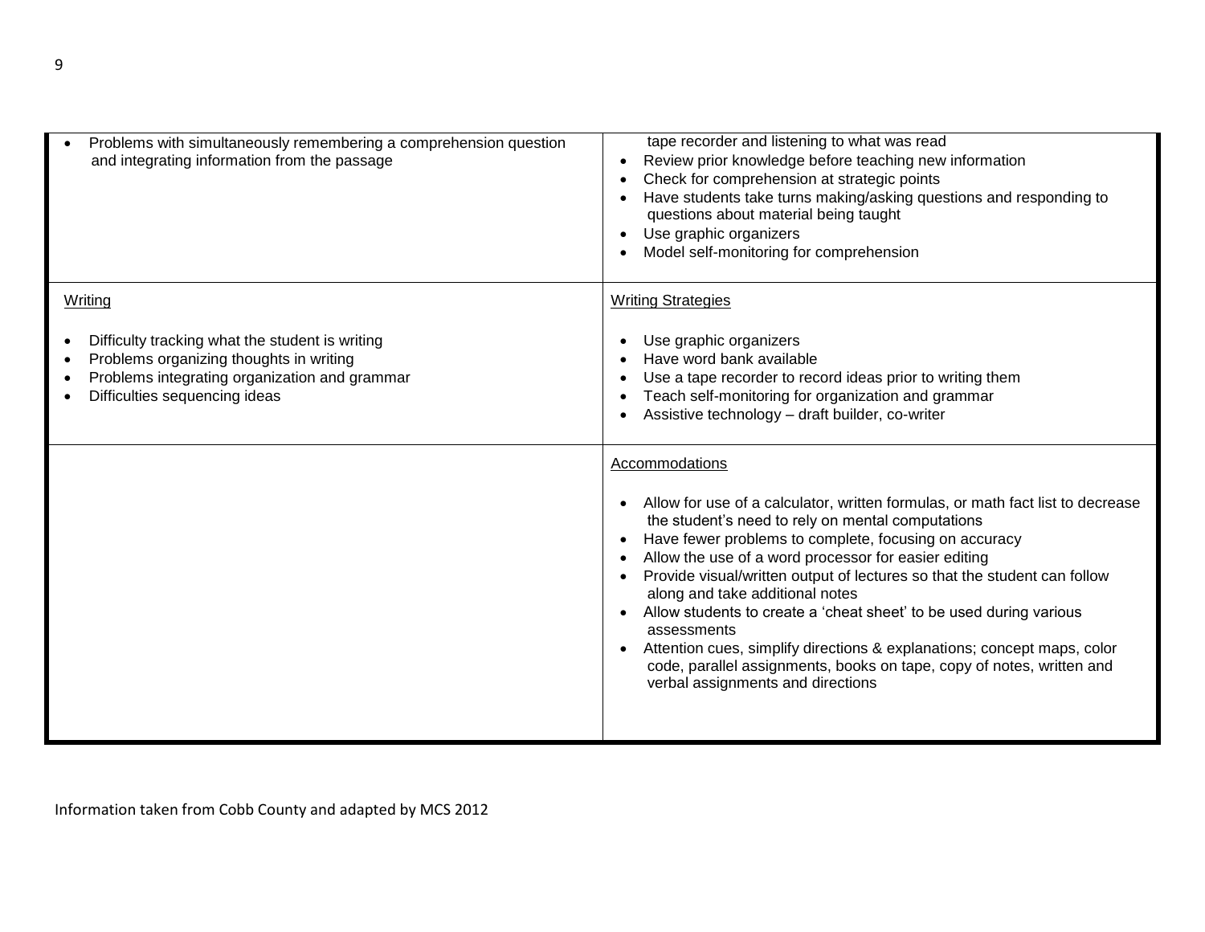| | |
|---|---|
| • Problems with simultaneously remembering a comprehension question and integrating information from the passage | tape recorder and listening to what was read<br>• Review prior knowledge before teaching new information<br>• Check for comprehension at strategic points<br>• Have students take turns making/asking questions and responding to questions about material being taught<br>• Use graphic organizers<br>• Model self-monitoring for comprehension |
| Writing<br><br>• Difficulty tracking what the student is writing<br>• Problems organizing thoughts in writing<br>• Problems integrating organization and grammar<br>• Difficulties sequencing ideas | Writing Strategies<br><br>• Use graphic organizers<br>• Have word bank available<br>• Use a tape recorder to record ideas prior to writing them<br>• Teach self-monitoring for organization and grammar<br>• Assistive technology – draft builder, co-writer |
| | Accommodations<br><br>• Allow for use of a calculator, written formulas, or math fact list to decrease the student's need to rely on mental computations<br>• Have fewer problems to complete, focusing on accuracy<br>• Allow the use of a word processor for easier editing<br>• Provide visual/written output of lectures so that the student can follow along and take additional notes<br>• Allow students to create a 'cheat sheet' to be used during various assessments<br>• Attention cues, simplify directions & explanations; concept maps, color code, parallel assignments, books on tape, copy of notes, written and verbal assignments and directions |

Information taken from Cobb County and adapted by MCS 2012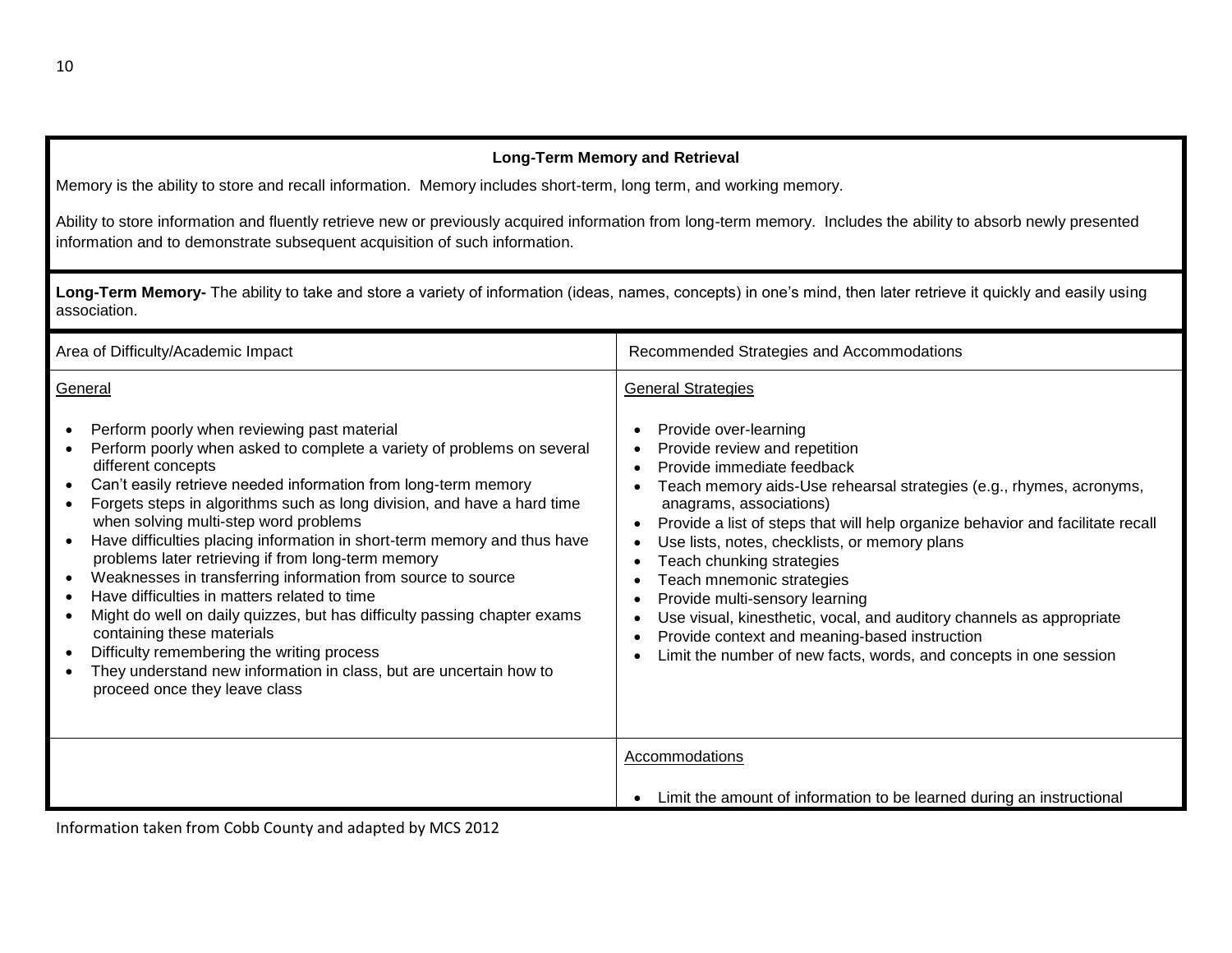**Long-Term Memory and Retrieval**

Memory is the ability to store and recall information. Memory includes short-term, long term, and working memory.

Ability to store information and fluently retrieve new or previously acquired information from long-term memory. Includes the ability to absorb newly presented information and to demonstrate subsequent acquisition of such information.

**Long-Term Memory-** The ability to take and store a variety of information (ideas, names, concepts) in one's mind, then later retrieve it quickly and easily using association.

| Area of Difficulty/Academic Impact | Recommended Strategies and Accommodations |
|---|---|
| General<br><br>• Perform poorly when reviewing past material<br>• Perform poorly when asked to complete a variety of problems on several different concepts<br>• Can't easily retrieve needed information from long-term memory<br>• Forgets steps in algorithms such as long division, and have a hard time when solving multi-step word problems<br>• Have difficulties placing information in short-term memory and thus have problems later retrieving if from long-term memory<br>• Weaknesses in transferring information from source to source<br>• Have difficulties in matters related to time<br>• Might do well on daily quizzes, but has difficulty passing chapter exams containing these materials<br>• Difficulty remembering the writing process<br>• They understand new information in class, but are uncertain how to proceed once they leave class | General Strategies<br><br>• Provide over-learning<br>• Provide review and repetition<br>• Provide immediate feedback<br>• Teach memory aids-Use rehearsal strategies (e.g., rhymes, acronyms, anagrams, associations)<br>• Provide a list of steps that will help organize behavior and facilitate recall<br>• Use lists, notes, checklists, or memory plans<br>• Teach chunking strategies<br>• Teach mnemonic strategies<br>• Provide multi-sensory learning<br>• Use visual, kinesthetic, vocal, and auditory channels as appropriate<br>• Provide context and meaning-based instruction<br>• Limit the number of new facts, words, and concepts in one session |
| | Accommodations<br><br>• Limit the amount of information to be learned during an instructional |

Information taken from Cobb County and adapted by MCS 2012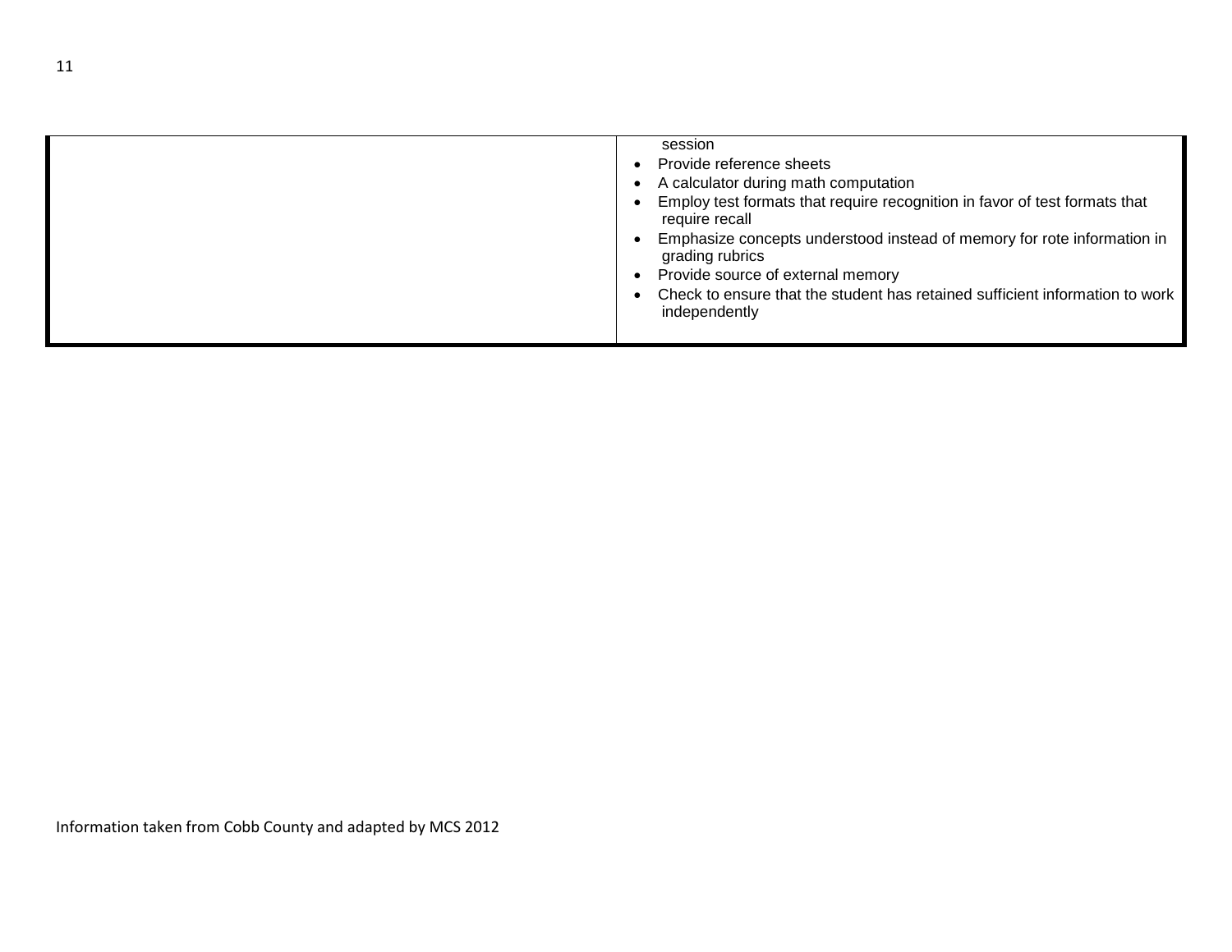| | |
|---|---|
| | session<br>• Provide reference sheets<br>• A calculator during math computation<br>• Employ test formats that require recognition in favor of test formats that require recall<br>• Emphasize concepts understood instead of memory for rote information in grading rubrics<br>• Provide source of external memory<br>• Check to ensure that the student has retained sufficient information to work independently |

Information taken from Cobb County and adapted by MCS 2012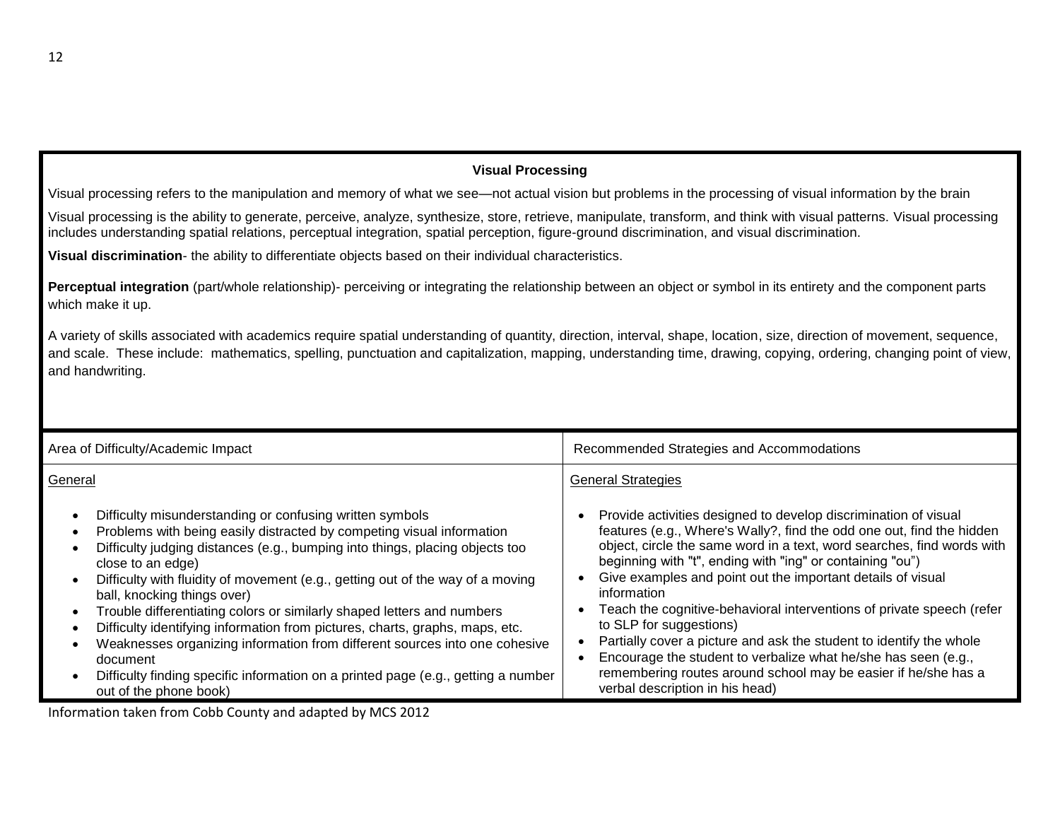## Visual Processing

Visual processing refers to the manipulation and memory of what we see—not actual vision but problems in the processing of visual information by the brain

Visual processing is the ability to generate, perceive, analyze, synthesize, store, retrieve, manipulate, transform, and think with visual patterns. Visual processing includes understanding spatial relations, perceptual integration, spatial perception, figure-ground discrimination, and visual discrimination.

**Visual discrimination**- the ability to differentiate objects based on their individual characteristics.

**Perceptual integration** (part/whole relationship)- perceiving or integrating the relationship between an object or symbol in its entirety and the component parts which make it up.

A variety of skills associated with academics require spatial understanding of quantity, direction, interval, shape, location, size, direction of movement, sequence, and scale. These include: mathematics, spelling, punctuation and capitalization, mapping, understanding time, drawing, copying, ordering, changing point of view, and handwriting.

| Area of Difficulty/Academic Impact | Recommended Strategies and Accommodations |
| --- | --- |
| General<br><br>• Difficulty misunderstanding or confusing written symbols<br>• Problems with being easily distracted by competing visual information<br>• Difficulty judging distances (e.g., bumping into things, placing objects too close to an edge)<br>• Difficulty with fluidity of movement (e.g., getting out of the way of a moving ball, knocking things over)<br>• Trouble differentiating colors or similarly shaped letters and numbers<br>• Difficulty identifying information from pictures, charts, graphs, maps, etc.<br>• Weaknesses organizing information from different sources into one cohesive document<br>• Difficulty finding specific information on a printed page (e.g., getting a number out of the phone book) | General Strategies<br><br>• Provide activities designed to develop discrimination of visual features (e.g., Where's Wally?, find the odd one out, find the hidden object, circle the same word in a text, word searches, find words with beginning with "t", ending with "ing" or containing "ou")<br>• Give examples and point out the important details of visual information<br>• Teach the cognitive-behavioral interventions of private speech (refer to SLP for suggestions)<br>• Partially cover a picture and ask the student to identify the whole<br>• Encourage the student to verbalize what he/she has seen (e.g., remembering routes around school may be easier if he/she has a verbal description in his head) |

Information taken from Cobb County and adapted by MCS 2012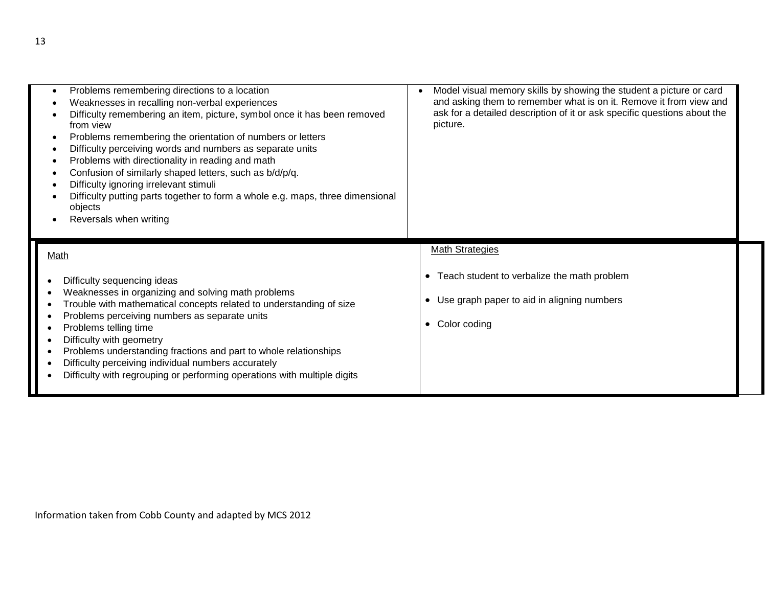| | |
|---|---|
| • Problems remembering directions to a location<br>• Weaknesses in recalling non-verbal experiences<br>• Difficulty remembering an item, picture, symbol once it has been removed from view<br>• Problems remembering the orientation of numbers or letters<br>• Difficulty perceiving words and numbers as separate units<br>• Problems with directionality in reading and math<br>• Confusion of similarly shaped letters, such as b/d/p/q.<br>• Difficulty ignoring irrelevant stimuli<br>• Difficulty putting parts together to form a whole e.g. maps, three dimensional objects<br>• Reversals when writing | • Model visual memory skills by showing the student a picture or card and asking them to remember what is on it. Remove it from view and ask for a detailed description of it or ask specific questions about the picture. |
| Math<br><br>• Difficulty sequencing ideas<br>• Weaknesses in organizing and solving math problems<br>• Trouble with mathematical concepts related to understanding of size<br>• Problems perceiving numbers as separate units<br>• Problems telling time<br>• Difficulty with geometry<br>• Problems understanding fractions and part to whole relationships<br>• Difficulty perceiving individual numbers accurately<br>• Difficulty with regrouping or performing operations with multiple digits | Math Strategies<br><br>• Teach student to verbalize the math problem<br>• Use graph paper to aid in aligning numbers<br>• Color coding |

Information taken from Cobb County and adapted by MCS 2012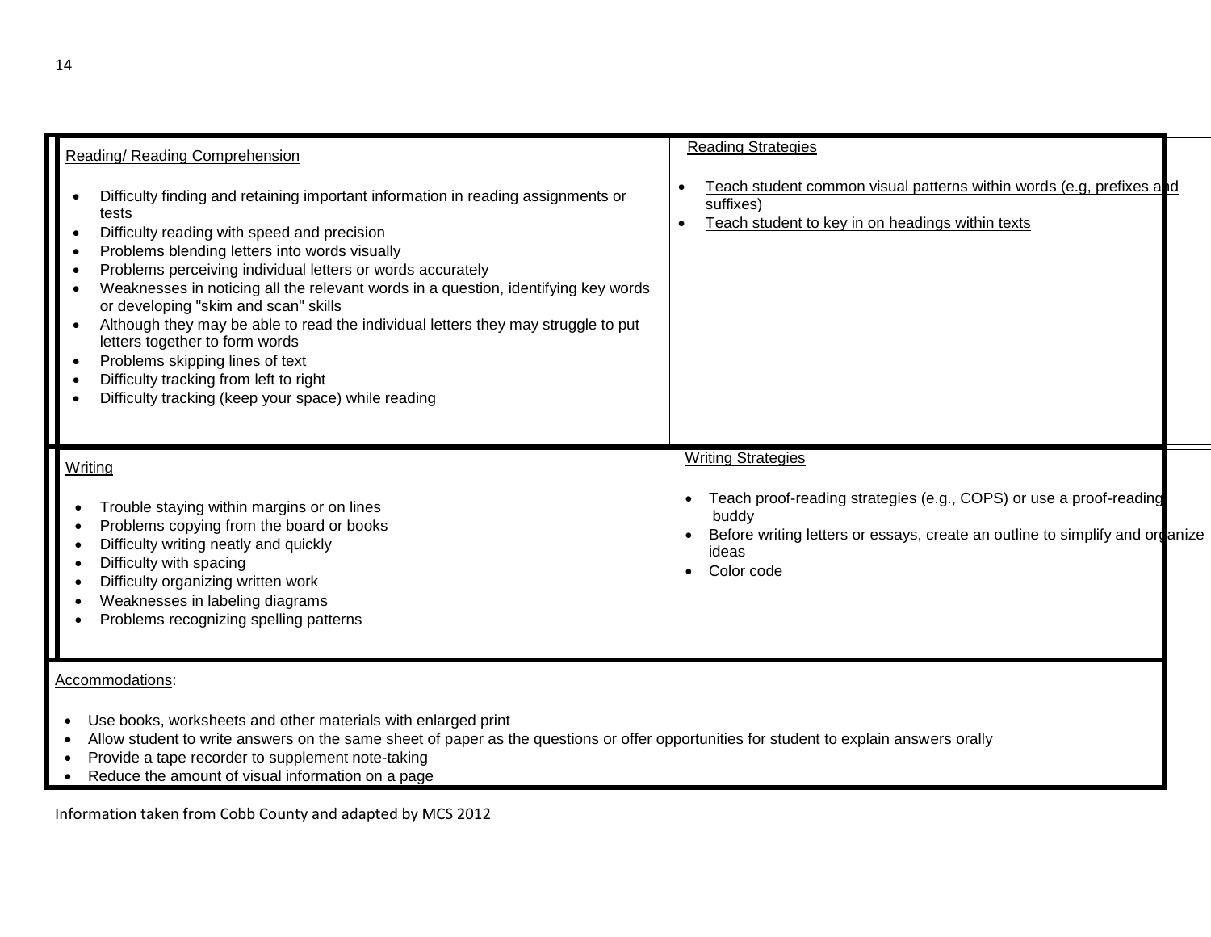| Reading/ Reading Comprehension | Reading Strategies |
|---|---|
| • Difficulty finding and retaining important information in reading assignments or tests<br>• Difficulty reading with speed and precision<br>• Problems blending letters into words visually<br>• Problems perceiving individual letters or words accurately<br>• Weaknesses in noticing all the relevant words in a question, identifying key words or developing "skim and scan" skills<br>• Although they may be able to read the individual letters they may struggle to put letters together to form words<br>• Problems skipping lines of text<br>• Difficulty tracking from left to right<br>• Difficulty tracking (keep your space) while reading | • Teach student common visual patterns within words (e.g, prefixes and suffixes)<br>• Teach student to key in on headings within texts |
| **Writing** | **Writing Strategies** |
| • Trouble staying within margins or on lines<br>• Problems copying from the board or books<br>• Difficulty writing neatly and quickly<br>• Difficulty with spacing<br>• Difficulty organizing written work<br>• Weaknesses in labeling diagrams<br>• Problems recognizing spelling patterns | • Teach proof-reading strategies (e.g., COPS) or use a proof-reading buddy<br>• Before writing letters or essays, create an outline to simplify and organize ideas<br>• Color code |

Accommodations:

- Use books, worksheets and other materials with enlarged print
- Allow student to write answers on the same sheet of paper as the questions or offer opportunities for student to explain answers orally
- Provide a tape recorder to supplement note-taking
- Reduce the amount of visual information on a page

Information taken from Cobb County and adapted by MCS 2012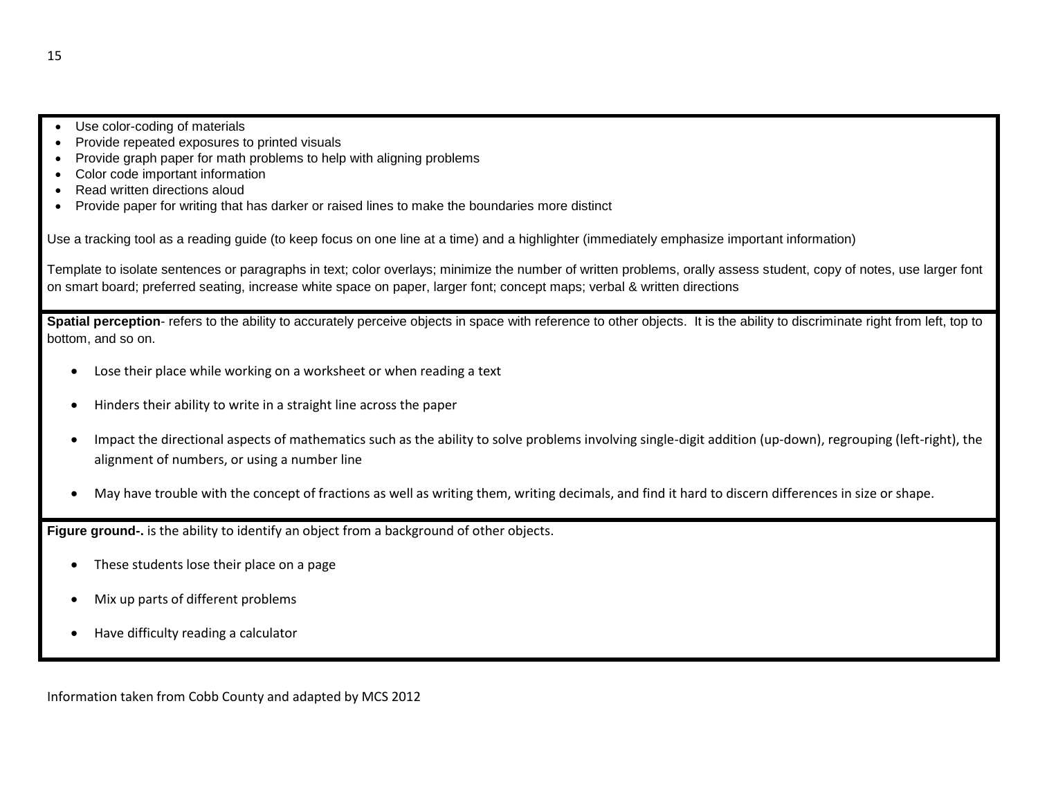- Use color-coding of materials
- Provide repeated exposures to printed visuals
- Provide graph paper for math problems to help with aligning problems
- Color code important information
- Read written directions aloud
- Provide paper for writing that has darker or raised lines to make the boundaries more distinct

Use a tracking tool as a reading guide (to keep focus on one line at a time) and a highlighter (immediately emphasize important information)

Template to isolate sentences or paragraphs in text; color overlays; minimize the number of written problems, orally assess student, copy of notes, use larger font on smart board; preferred seating, increase white space on paper, larger font; concept maps; verbal & written directions

**Spatial perception**- refers to the ability to accurately perceive objects in space with reference to other objects. It is the ability to discriminate right from left, top to bottom, and so on.

- Lose their place while working on a worksheet or when reading a text
- Hinders their ability to write in a straight line across the paper
- Impact the directional aspects of mathematics such as the ability to solve problems involving single-digit addition (up-down), regrouping (left-right), the alignment of numbers, or using a number line
- May have trouble with the concept of fractions as well as writing them, writing decimals, and find it hard to discern differences in size or shape.

**Figure ground-.** is the ability to identify an object from a background of other objects.

- These students lose their place on a page
- Mix up parts of different problems
- Have difficulty reading a calculator

Information taken from Cobb County and adapted by MCS 2012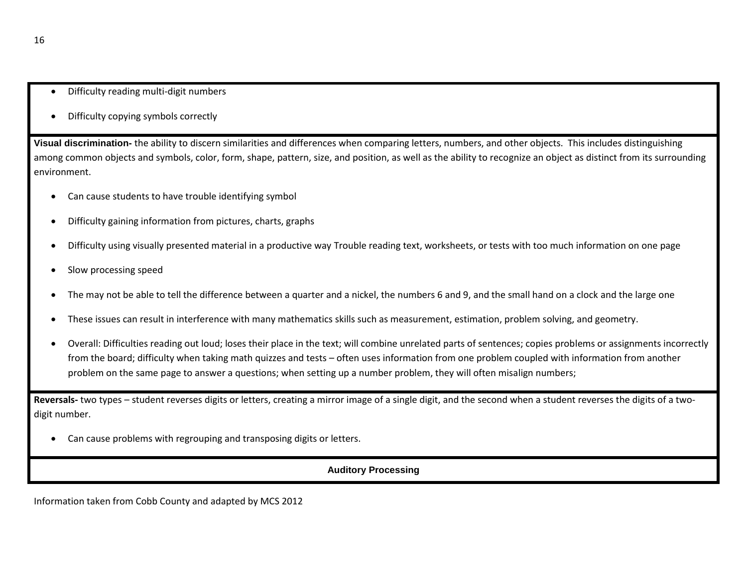- Difficulty reading multi-digit numbers
- Difficulty copying symbols correctly

**Visual discrimination-** the ability to discern similarities and differences when comparing letters, numbers, and other objects. This includes distinguishing among common objects and symbols, color, form, shape, pattern, size, and position, as well as the ability to recognize an object as distinct from its surrounding environment.

- Can cause students to have trouble identifying symbol
- Difficulty gaining information from pictures, charts, graphs
- Difficulty using visually presented material in a productive way Trouble reading text, worksheets, or tests with too much information on one page
- Slow processing speed
- The may not be able to tell the difference between a quarter and a nickel, the numbers 6 and 9, and the small hand on a clock and the large one
- These issues can result in interference with many mathematics skills such as measurement, estimation, problem solving, and geometry.
- Overall: Difficulties reading out loud; loses their place in the text; will combine unrelated parts of sentences; copies problems or assignments incorrectly from the board; difficulty when taking math quizzes and tests – often uses information from one problem coupled with information from another problem on the same page to answer a questions; when setting up a number problem, they will often misalign numbers;

**Reversals-** two types – student reverses digits or letters, creating a mirror image of a single digit, and the second when a student reverses the digits of a two-digit number.

- Can cause problems with regrouping and transposing digits or letters.

**Auditory Processing**

Information taken from Cobb County and adapted by MCS 2012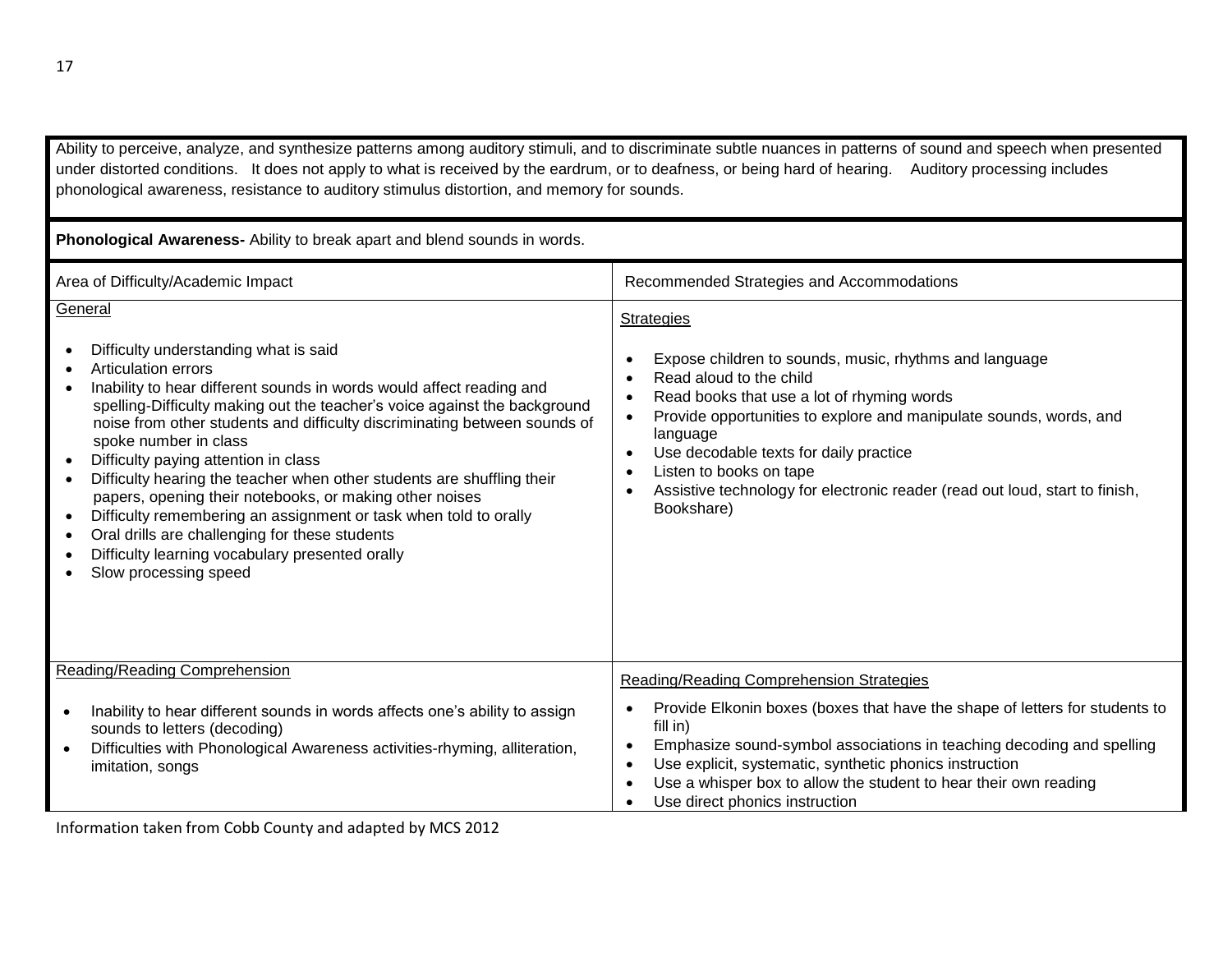Ability to perceive, analyze, and synthesize patterns among auditory stimuli, and to discriminate subtle nuances in patterns of sound and speech when presented under distorted conditions. It does not apply to what is received by the eardrum, or to deafness, or being hard of hearing. Auditory processing includes phonological awareness, resistance to auditory stimulus distortion, and memory for sounds.

**Phonological Awareness-** Ability to break apart and blend sounds in words.

| Area of Difficulty/Academic Impact | Recommended Strategies and Accommodations |
|---|---|
| <u>General</u><br><br>• Difficulty understanding what is said<br>• Articulation errors<br>• Inability to hear different sounds in words would affect reading and spelling-Difficulty making out the teacher's voice against the background noise from other students and difficulty discriminating between sounds of spoke number in class<br>• Difficulty paying attention in class<br>• Difficulty hearing the teacher when other students are shuffling their papers, opening their notebooks, or making other noises<br>• Difficulty remembering an assignment or task when told to orally<br>• Oral drills are challenging for these students<br>• Difficulty learning vocabulary presented orally<br>• Slow processing speed | <u>Strategies</u><br><br>• Expose children to sounds, music, rhythms and language<br>• Read aloud to the child<br>• Read books that use a lot of rhyming words<br>• Provide opportunities to explore and manipulate sounds, words, and language<br>• Use decodable texts for daily practice<br>• Listen to books on tape<br>• Assistive technology for electronic reader (read out loud, start to finish, Bookshare) |
| <u>Reading/Reading Comprehension</u><br><br>• Inability to hear different sounds in words affects one's ability to assign sounds to letters (decoding)<br>• Difficulties with Phonological Awareness activities-rhyming, alliteration, imitation, songs | <u>Reading/Reading Comprehension Strategies</u><br><br>• Provide Elkonin boxes (boxes that have the shape of letters for students to fill in)<br>• Emphasize sound-symbol associations in teaching decoding and spelling<br>• Use explicit, systematic, synthetic phonics instruction<br>• Use a whisper box to allow the student to hear their own reading<br>• Use direct phonics instruction |

Information taken from Cobb County and adapted by MCS 2012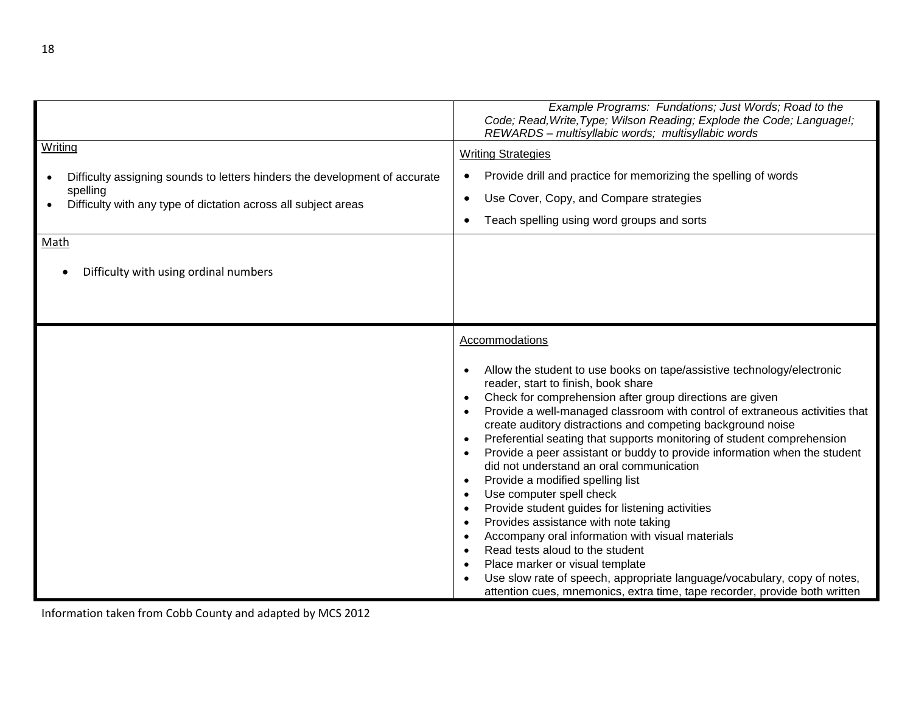| | |
|---|---|
| | *Example Programs: Fundations; Just Words; Road to the Code; Read,Write,Type; Wilson Reading; Explode the Code; Language!; REWARDS – multisyllabic words; multisyllabic words* |
| Writing<br><br>• Difficulty assigning sounds to letters hinders the development of accurate spelling<br>• Difficulty with any type of dictation across all subject areas | Writing Strategies<br><br>• Provide drill and practice for memorizing the spelling of words<br>• Use Cover, Copy, and Compare strategies<br>• Teach spelling using word groups and sorts |
| Math<br><br>• Difficulty with using ordinal numbers | |
| | Accommodations<br><br>• Allow the student to use books on tape/assistive technology/electronic reader, start to finish, book share<br>• Check for comprehension after group directions are given<br>• Provide a well-managed classroom with control of extraneous activities that create auditory distractions and competing background noise<br>• Preferential seating that supports monitoring of student comprehension<br>• Provide a peer assistant or buddy to provide information when the student did not understand an oral communication<br>• Provide a modified spelling list<br>• Use computer spell check<br>• Provide student guides for listening activities<br>• Provides assistance with note taking<br>• Accompany oral information with visual materials<br>• Read tests aloud to the student<br>• Place marker or visual template<br>• Use slow rate of speech, appropriate language/vocabulary, copy of notes, attention cues, mnemonics, extra time, tape recorder, provide both written |

Information taken from Cobb County and adapted by MCS 2012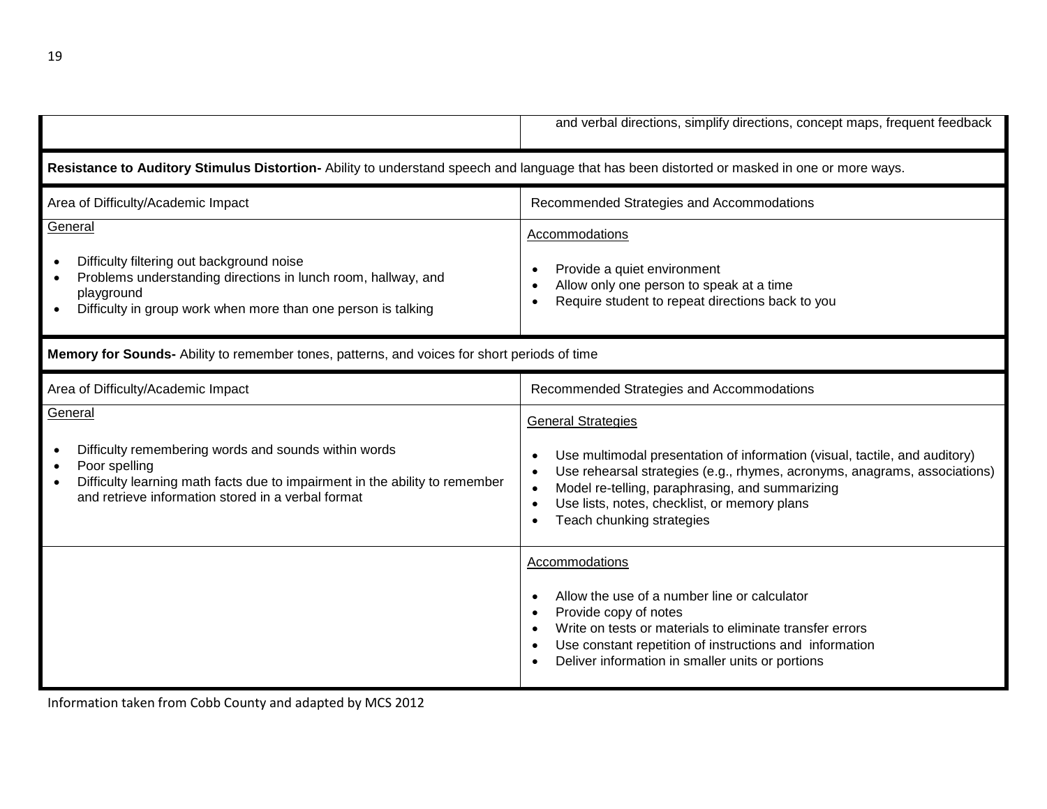| | and verbal directions, simplify directions, concept maps, frequent feedback |
|---|---|

**Resistance to Auditory Stimulus Distortion-** Ability to understand speech and language that has been distorted or masked in one or more ways.

| Area of Difficulty/Academic Impact | Recommended Strategies and Accommodations |
|---|---|
| General<br><br>• Difficulty filtering out background noise<br>• Problems understanding directions in lunch room, hallway, and playground<br>• Difficulty in group work when more than one person is talking | Accommodations<br><br>• Provide a quiet environment<br>• Allow only one person to speak at a time<br>• Require student to repeat directions back to you |

**Memory for Sounds-** Ability to remember tones, patterns, and voices for short periods of time

| Area of Difficulty/Academic Impact | Recommended Strategies and Accommodations |
|---|---|
| General<br><br>• Difficulty remembering words and sounds within words<br>• Poor spelling<br>• Difficulty learning math facts due to impairment in the ability to remember and retrieve information stored in a verbal format | General Strategies<br><br>• Use multimodal presentation of information (visual, tactile, and auditory)<br>• Use rehearsal strategies (e.g., rhymes, acronyms, anagrams, associations)<br>• Model re-telling, paraphrasing, and summarizing<br>• Use lists, notes, checklist, or memory plans<br>• Teach chunking strategies |
| | Accommodations<br><br>• Allow the use of a number line or calculator<br>• Provide copy of notes<br>• Write on tests or materials to eliminate transfer errors<br>• Use constant repetition of instructions and information<br>• Deliver information in smaller units or portions |

Information taken from Cobb County and adapted by MCS 2012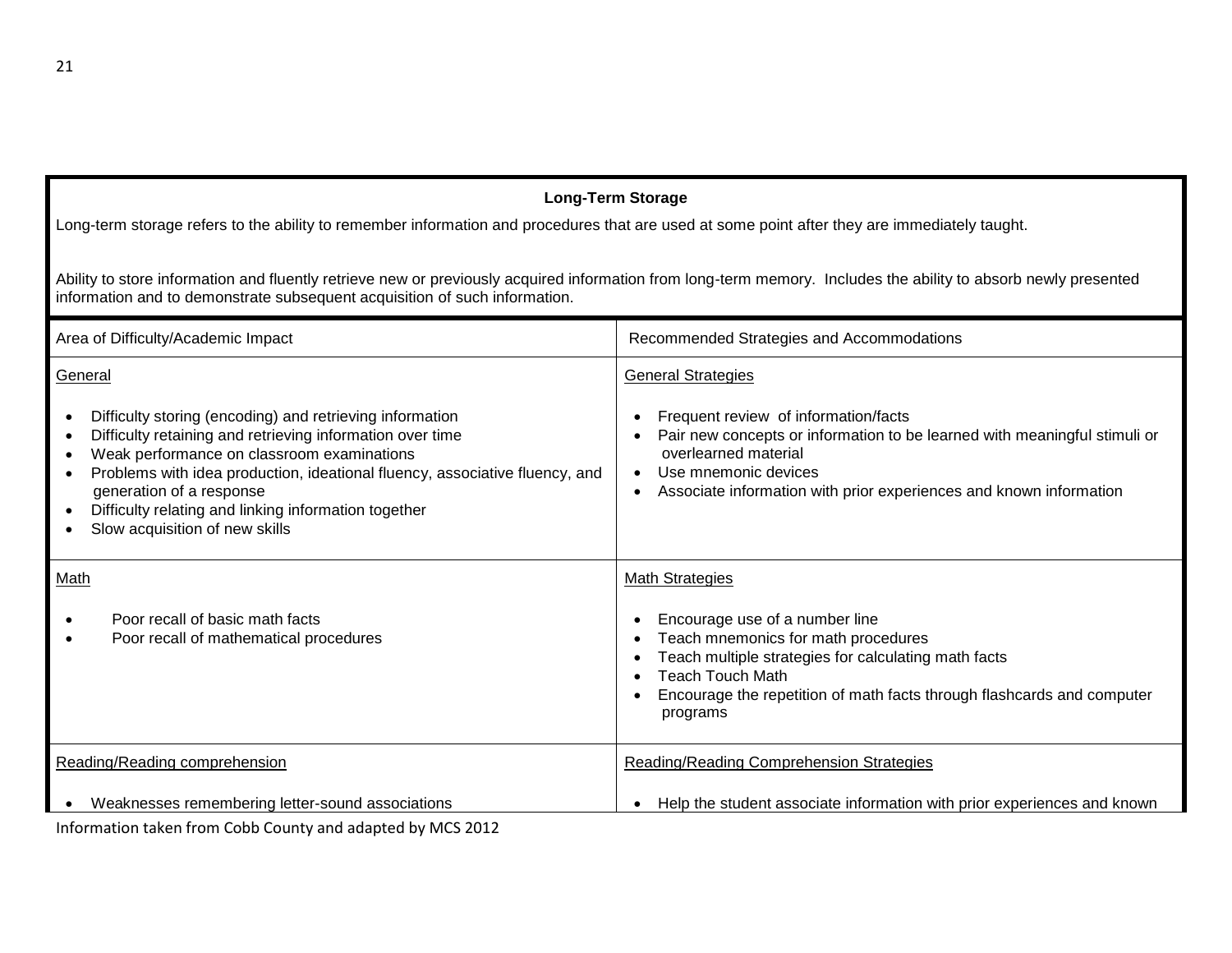## Long-Term Storage

Long-term storage refers to the ability to remember information and procedures that are used at some point after they are immediately taught.

Ability to store information and fluently retrieve new or previously acquired information from long-term memory. Includes the ability to absorb newly presented information and to demonstrate subsequent acquisition of such information.

| Area of Difficulty/Academic Impact | Recommended Strategies and Accommodations |
|---|---|
| <u>General</u><br><br>• Difficulty storing (encoding) and retrieving information<br>• Difficulty retaining and retrieving information over time<br>• Weak performance on classroom examinations<br>• Problems with idea production, ideational fluency, associative fluency, and generation of a response<br>• Difficulty relating and linking information together<br>• Slow acquisition of new skills | <u>General Strategies</u><br><br>• Frequent review of information/facts<br>• Pair new concepts or information to be learned with meaningful stimuli or overlearned material<br>• Use mnemonic devices<br>• Associate information with prior experiences and known information |
| <u>Math</u><br><br>• Poor recall of basic math facts<br>• Poor recall of mathematical procedures | <u>Math Strategies</u><br><br>• Encourage use of a number line<br>• Teach mnemonics for math procedures<br>• Teach multiple strategies for calculating math facts<br>• Teach Touch Math<br>• Encourage the repetition of math facts through flashcards and computer programs |
| <u>Reading/Reading comprehension</u><br><br>• Weaknesses remembering letter-sound associations | <u>Reading/Reading Comprehension Strategies</u><br><br>• Help the student associate information with prior experiences and known |

Information taken from Cobb County and adapted by MCS 2012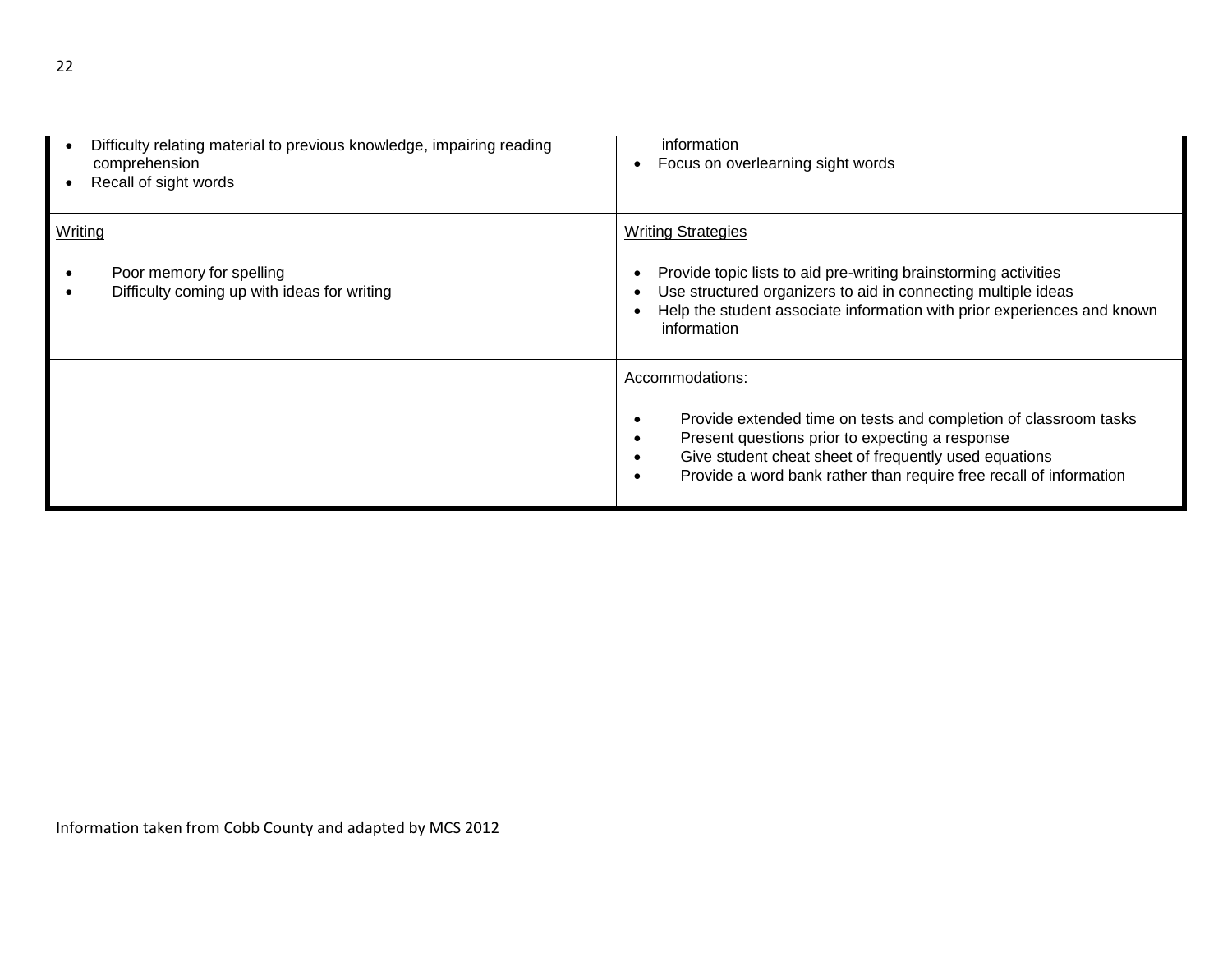| | |
|---|---|
| • Difficulty relating material to previous knowledge, impairing reading comprehension<br>• Recall of sight words | information<br>• Focus on overlearning sight words |
| Writing<br><br>• Poor memory for spelling<br>• Difficulty coming up with ideas for writing | Writing Strategies<br><br>• Provide topic lists to aid pre-writing brainstorming activities<br>• Use structured organizers to aid in connecting multiple ideas<br>• Help the student associate information with prior experiences and known information |
| | Accommodations:<br><br>• Provide extended time on tests and completion of classroom tasks<br>• Present questions prior to expecting a response<br>• Give student cheat sheet of frequently used equations<br>• Provide a word bank rather than require free recall of information |

Information taken from Cobb County and adapted by MCS 2012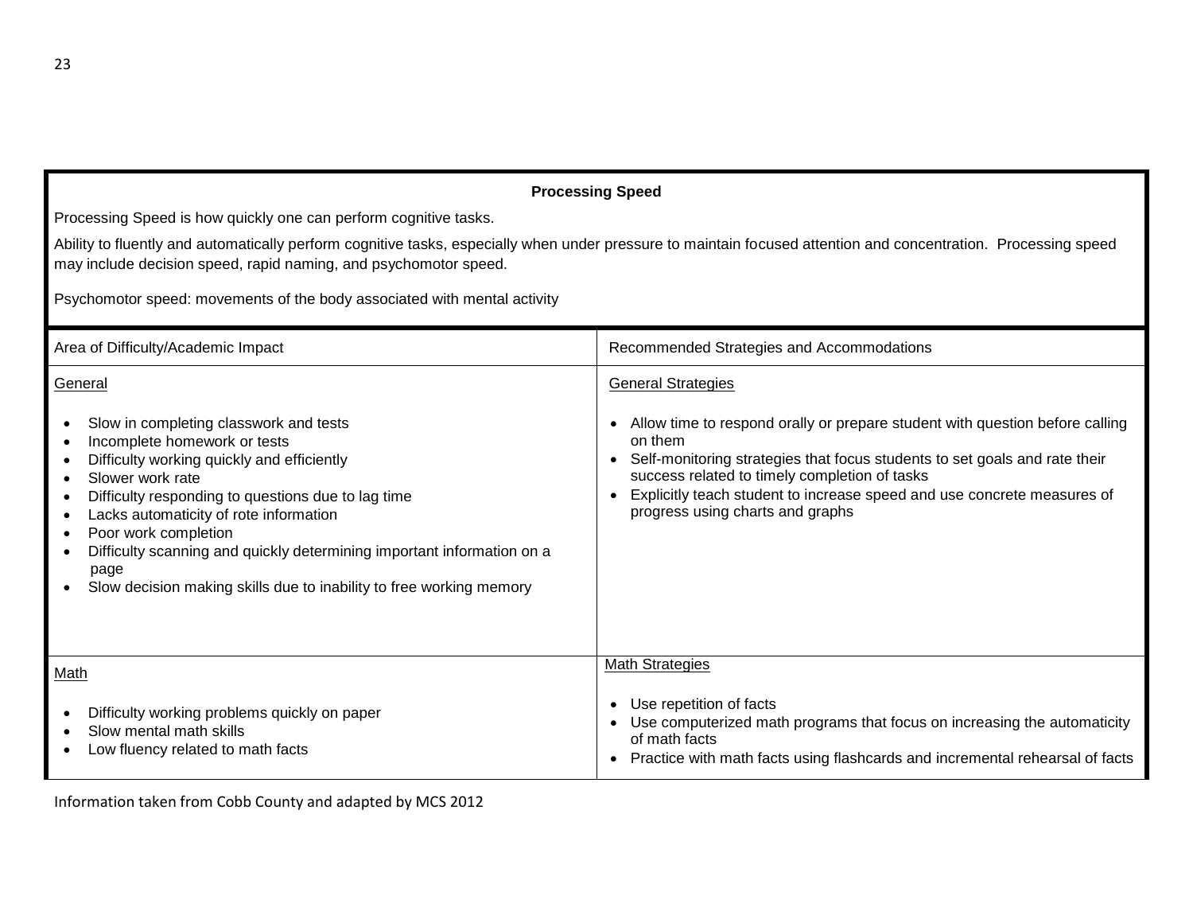## Processing Speed

Processing Speed is how quickly one can perform cognitive tasks.

Ability to fluently and automatically perform cognitive tasks, especially when under pressure to maintain focused attention and concentration. Processing speed may include decision speed, rapid naming, and psychomotor speed.

Psychomotor speed: movements of the body associated with mental activity

| Area of Difficulty/Academic Impact | Recommended Strategies and Accommodations |
|---|---|
| <u>General</u><br><br>• Slow in completing classwork and tests<br>• Incomplete homework or tests<br>• Difficulty working quickly and efficiently<br>• Slower work rate<br>• Difficulty responding to questions due to lag time<br>• Lacks automaticity of rote information<br>• Poor work completion<br>• Difficulty scanning and quickly determining important information on a page<br>• Slow decision making skills due to inability to free working memory | <u>General Strategies</u><br><br>• Allow time to respond orally or prepare student with question before calling on them<br>• Self-monitoring strategies that focus students to set goals and rate their success related to timely completion of tasks<br>• Explicitly teach student to increase speed and use concrete measures of progress using charts and graphs |
| <u>Math</u><br><br>• Difficulty working problems quickly on paper<br>• Slow mental math skills<br>• Low fluency related to math facts | <u>Math Strategies</u><br><br>• Use repetition of facts<br>• Use computerized math programs that focus on increasing the automaticity of math facts<br>• Practice with math facts using flashcards and incremental rehearsal of facts |

Information taken from Cobb County and adapted by MCS 2012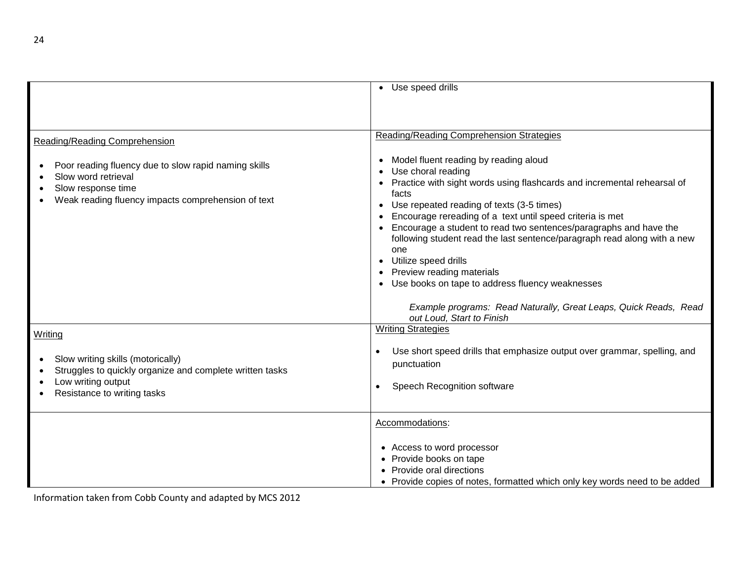| | |
|---|---|
| | • Use speed drills |
| Reading/Reading Comprehension<br><br>• Poor reading fluency due to slow rapid naming skills<br>• Slow word retrieval<br>• Slow response time<br>• Weak reading fluency impacts comprehension of text | Reading/Reading Comprehension Strategies<br><br>• Model fluent reading by reading aloud<br>• Use choral reading<br>• Practice with sight words using flashcards and incremental rehearsal of facts<br>• Use repeated reading of texts (3-5 times)<br>• Encourage rereading of a text until speed criteria is met<br>• Encourage a student to read two sentences/paragraphs and have the following student read the last sentence/paragraph read along with a new one<br>• Utilize speed drills<br>• Preview reading materials<br>• Use books on tape to address fluency weaknesses<br><br>*Example programs: Read Naturally, Great Leaps, Quick Reads, Read out Loud, Start to Finish* |
| Writing<br><br>• Slow writing skills (motorically)<br>• Struggles to quickly organize and complete written tasks<br>• Low writing output<br>• Resistance to writing tasks | Writing Strategies<br><br>• Use short speed drills that emphasize output over grammar, spelling, and punctuation<br><br>• Speech Recognition software |
| | Accommodations:<br><br>• Access to word processor<br>• Provide books on tape<br>• Provide oral directions<br>• Provide copies of notes, formatted which only key words need to be added |

Information taken from Cobb County and adapted by MCS 2012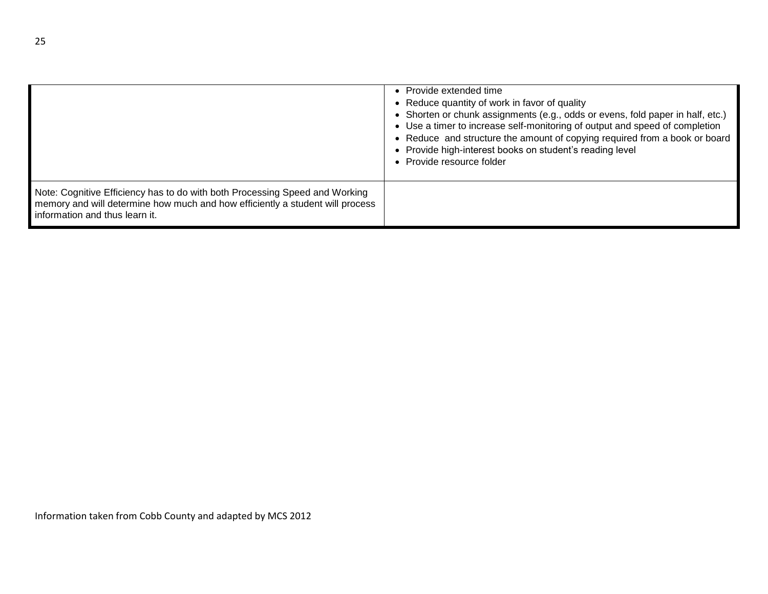| | |
|---|---|
| | • Provide extended time<br>• Reduce quantity of work in favor of quality<br>• Shorten or chunk assignments (e.g., odds or evens, fold paper in half, etc.)<br>• Use a timer to increase self-monitoring of output and speed of completion<br>• Reduce and structure the amount of copying required from a book or board<br>• Provide high-interest books on student's reading level<br>• Provide resource folder |
| Note: Cognitive Efficiency has to do with both Processing Speed and Working memory and will determine how much and how efficiently a student will process information and thus learn it. | |

Information taken from Cobb County and adapted by MCS 2012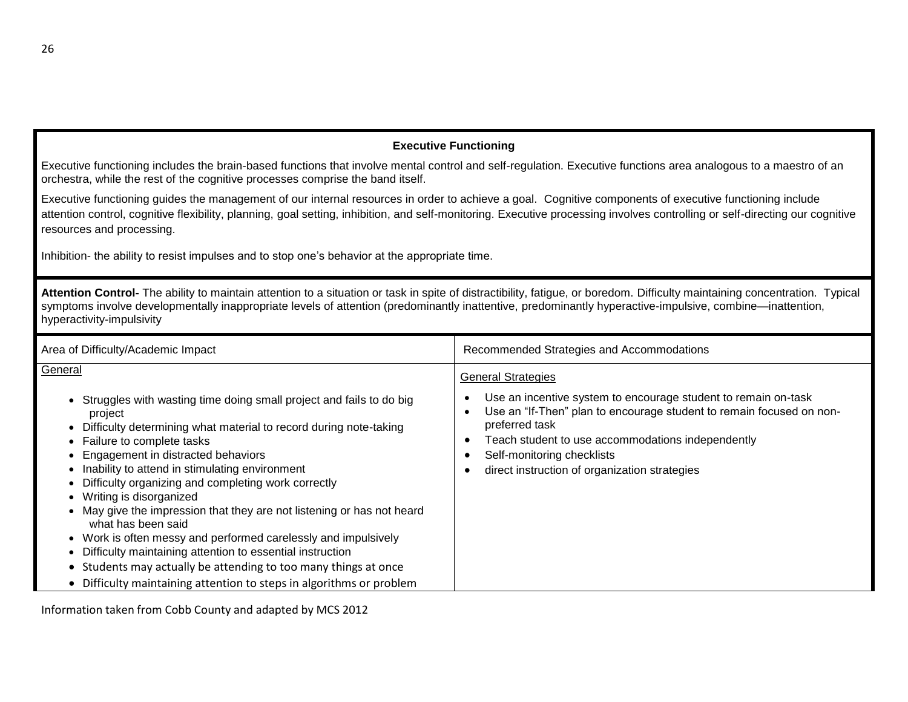## Executive Functioning

Executive functioning includes the brain-based functions that involve mental control and self-regulation. Executive functions area analogous to a maestro of an orchestra, while the rest of the cognitive processes comprise the band itself.

Executive functioning guides the management of our internal resources in order to achieve a goal. Cognitive components of executive functioning include attention control, cognitive flexibility, planning, goal setting, inhibition, and self-monitoring. Executive processing involves controlling or self-directing our cognitive resources and processing.

Inhibition- the ability to resist impulses and to stop one's behavior at the appropriate time.

**Attention Control-** The ability to maintain attention to a situation or task in spite of distractibility, fatigue, or boredom. Difficulty maintaining concentration. Typical symptoms involve developmentally inappropriate levels of attention (predominantly inattentive, predominantly hyperactive-impulsive, combine—inattention, hyperactivity-impulsivity

| Area of Difficulty/Academic Impact | Recommended Strategies and Accommodations |
|---|---|
| General<br><br>• Struggles with wasting time doing small project and fails to do big project<br>• Difficulty determining what material to record during note-taking<br>• Failure to complete tasks<br>• Engagement in distracted behaviors<br>• Inability to attend in stimulating environment<br>• Difficulty organizing and completing work correctly<br>• Writing is disorganized<br>• May give the impression that they are not listening or has not heard what has been said<br>• Work is often messy and performed carelessly and impulsively<br>• Difficulty maintaining attention to essential instruction<br>• Students may actually be attending to too many things at once<br>• Difficulty maintaining attention to steps in algorithms or problem | General Strategies<br><br>• Use an incentive system to encourage student to remain on-task<br>• Use an "If-Then" plan to encourage student to remain focused on non-preferred task<br>• Teach student to use accommodations independently<br>• Self-monitoring checklists<br>• direct instruction of organization strategies |

Information taken from Cobb County and adapted by MCS 2012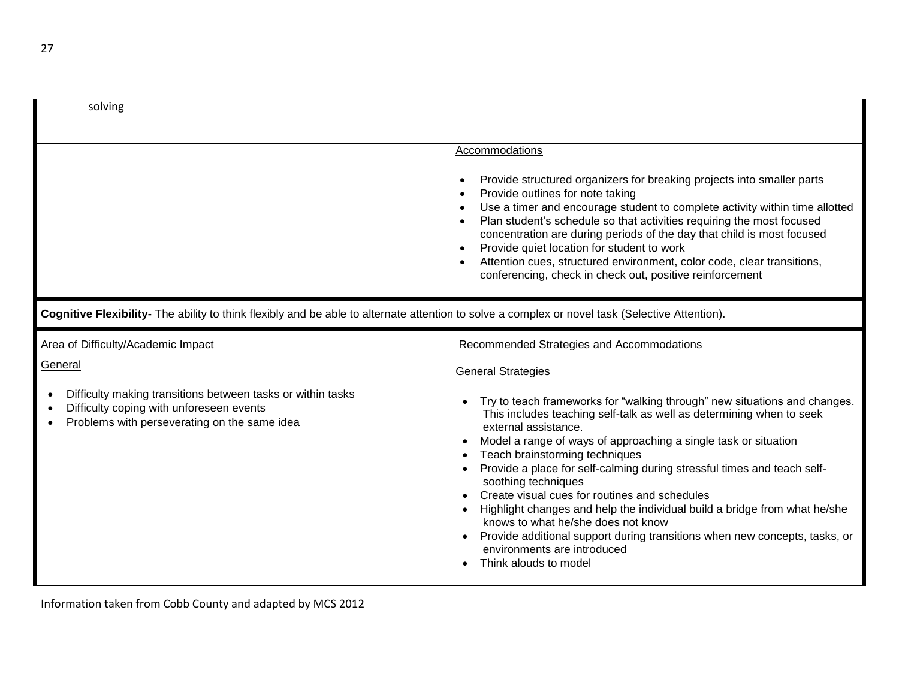| | |
|---|---|
| solving | |
| | Accommodations<br><br>• Provide structured organizers for breaking projects into smaller parts<br>• Provide outlines for note taking<br>• Use a timer and encourage student to complete activity within time allotted<br>• Plan student's schedule so that activities requiring the most focused concentration are during periods of the day that child is most focused<br>• Provide quiet location for student to work<br>• Attention cues, structured environment, color code, clear transitions, conferencing, check in check out, positive reinforcement |

**Cognitive Flexibility-** The ability to think flexibly and be able to alternate attention to solve a complex or novel task (Selective Attention).

| Area of Difficulty/Academic Impact | Recommended Strategies and Accommodations |
|---|---|
| General<br><br>• Difficulty making transitions between tasks or within tasks<br>• Difficulty coping with unforeseen events<br>• Problems with perseverating on the same idea | General Strategies<br><br>• Try to teach frameworks for "walking through" new situations and changes. This includes teaching self-talk as well as determining when to seek external assistance.<br>• Model a range of ways of approaching a single task or situation<br>• Teach brainstorming techniques<br>• Provide a place for self-calming during stressful times and teach self-soothing techniques<br>• Create visual cues for routines and schedules<br>• Highlight changes and help the individual build a bridge from what he/she knows to what he/she does not know<br>• Provide additional support during transitions when new concepts, tasks, or environments are introduced<br>• Think alouds to model |

Information taken from Cobb County and adapted by MCS 2012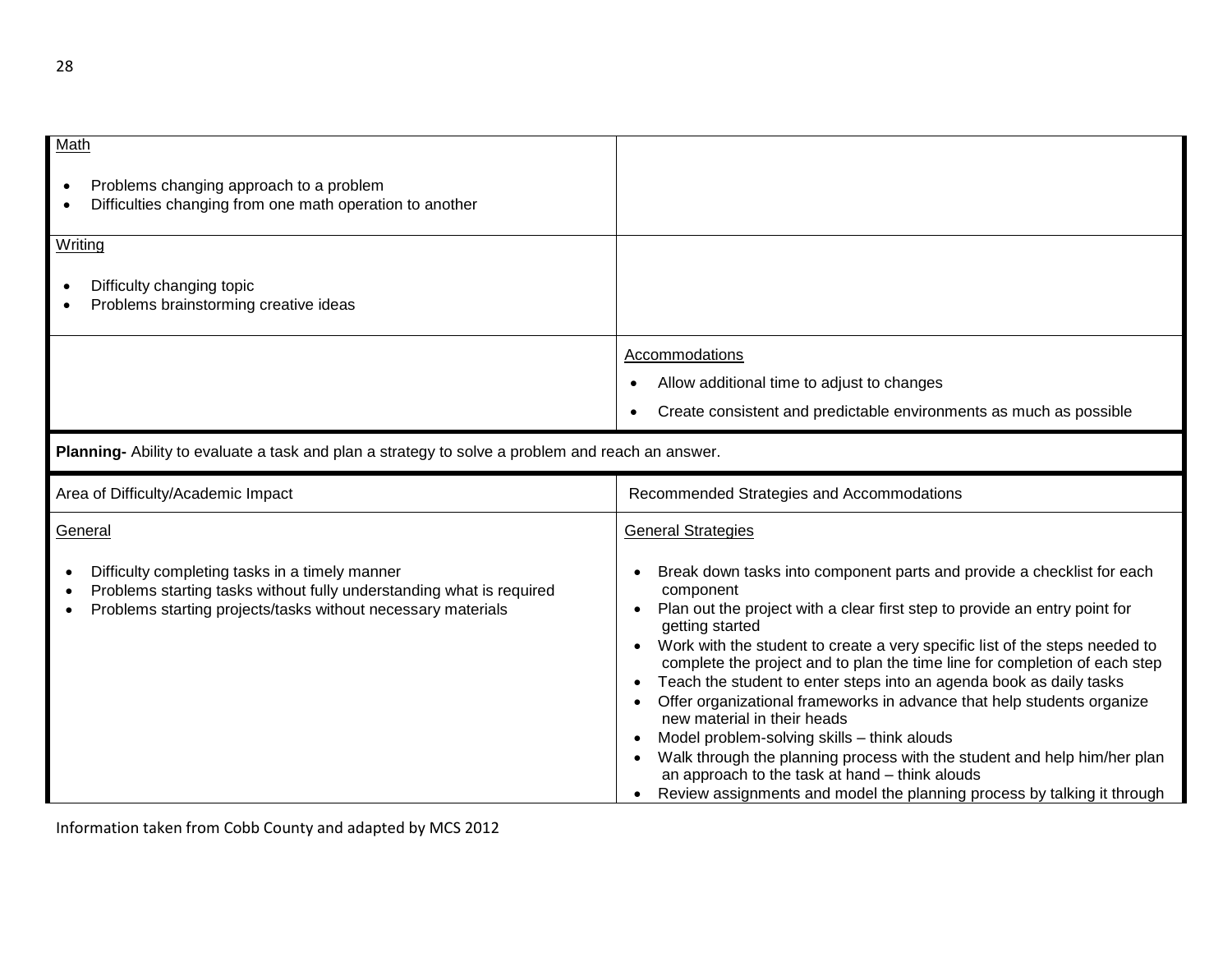| | |
|---|---|
| Math<br><br>• Problems changing approach to a problem<br>• Difficulties changing from one math operation to another | |
| Writing<br><br>• Difficulty changing topic<br>• Problems brainstorming creative ideas | |
| | Accommodations<br><br>• Allow additional time to adjust to changes<br>• Create consistent and predictable environments as much as possible |

**Planning-** Ability to evaluate a task and plan a strategy to solve a problem and reach an answer.

| Area of Difficulty/Academic Impact | Recommended Strategies and Accommodations |
|---|---|
| General<br><br>• Difficulty completing tasks in a timely manner<br>• Problems starting tasks without fully understanding what is required<br>• Problems starting projects/tasks without necessary materials | General Strategies<br><br>• Break down tasks into component parts and provide a checklist for each component<br>• Plan out the project with a clear first step to provide an entry point for getting started<br>• Work with the student to create a very specific list of the steps needed to complete the project and to plan the time line for completion of each step<br>• Teach the student to enter steps into an agenda book as daily tasks<br>• Offer organizational frameworks in advance that help students organize new material in their heads<br>• Model problem-solving skills – think alouds<br>• Walk through the planning process with the student and help him/her plan an approach to the task at hand – think alouds<br>• Review assignments and model the planning process by talking it through |

Information taken from Cobb County and adapted by MCS 2012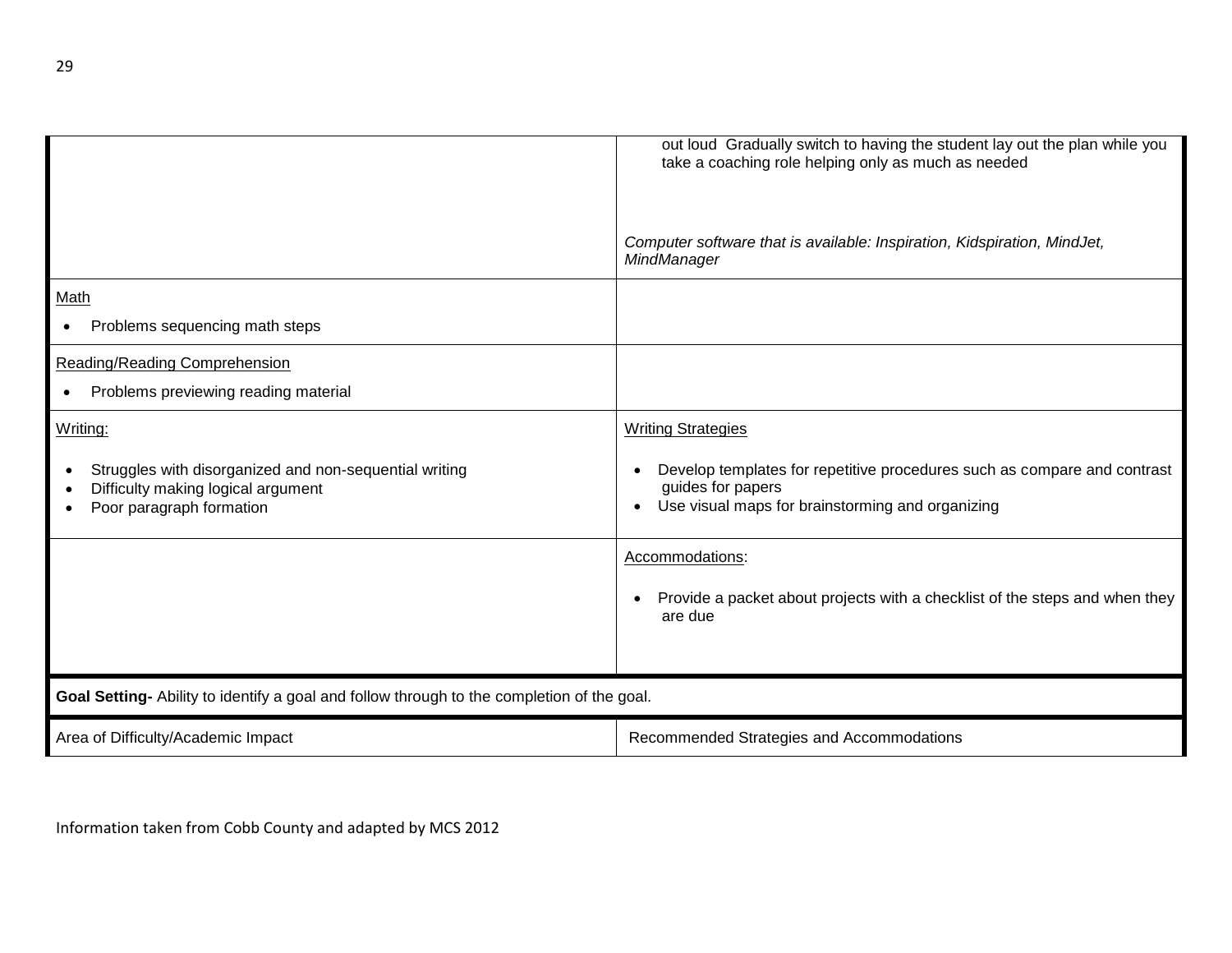| | |
|---|---|
| | out loud Gradually switch to having the student lay out the plan while you take a coaching role helping only as much as needed<br><br>*Computer software that is available: Inspiration, Kidspiration, MindJet, MindManager* |
| Math<br><br>• Problems sequencing math steps | |
| Reading/Reading Comprehension<br><br>• Problems previewing reading material | |
| Writing:<br><br>• Struggles with disorganized and non-sequential writing<br>• Difficulty making logical argument<br>• Poor paragraph formation | Writing Strategies<br><br>• Develop templates for repetitive procedures such as compare and contrast guides for papers<br>• Use visual maps for brainstorming and organizing |
| | Accommodations:<br><br>• Provide a packet about projects with a checklist of the steps and when they are due |

**Goal Setting-** Ability to identify a goal and follow through to the completion of the goal.

| Area of Difficulty/Academic Impact | Recommended Strategies and Accommodations |
|---|---|

Information taken from Cobb County and adapted by MCS 2012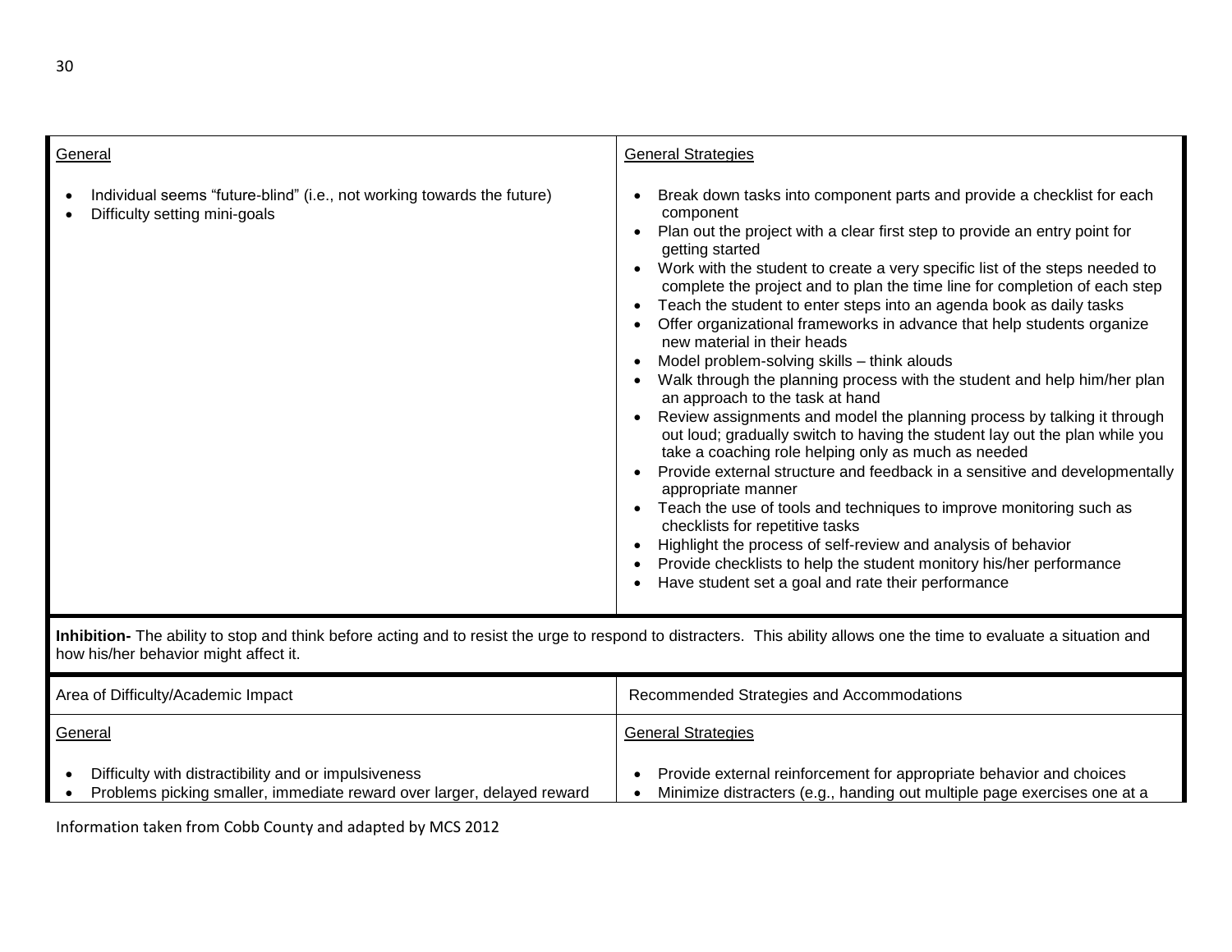| General | General Strategies |
|---|---|
| • Individual seems "future-blind" (i.e., not working towards the future)<br>• Difficulty setting mini-goals | • Break down tasks into component parts and provide a checklist for each component<br>• Plan out the project with a clear first step to provide an entry point for getting started<br>• Work with the student to create a very specific list of the steps needed to complete the project and to plan the time line for completion of each step<br>• Teach the student to enter steps into an agenda book as daily tasks<br>• Offer organizational frameworks in advance that help students organize new material in their heads<br>• Model problem-solving skills – think alouds<br>• Walk through the planning process with the student and help him/her plan an approach to the task at hand<br>• Review assignments and model the planning process by talking it through out loud; gradually switch to having the student lay out the plan while you take a coaching role helping only as much as needed<br>• Provide external structure and feedback in a sensitive and developmentally appropriate manner<br>• Teach the use of tools and techniques to improve monitoring such as checklists for repetitive tasks<br>• Highlight the process of self-review and analysis of behavior<br>• Provide checklists to help the student monitory his/her performance<br>• Have student set a goal and rate their performance |

**Inhibition-** The ability to stop and think before acting and to resist the urge to respond to distracters. This ability allows one the time to evaluate a situation and how his/her behavior might affect it.

| Area of Difficulty/Academic Impact | Recommended Strategies and Accommodations |
|---|---|
| General | General Strategies |
| • Difficulty with distractibility and or impulsiveness<br>• Problems picking smaller, immediate reward over larger, delayed reward | • Provide external reinforcement for appropriate behavior and choices<br>• Minimize distracters (e.g., handing out multiple page exercises one at a |

Information taken from Cobb County and adapted by MCS 2012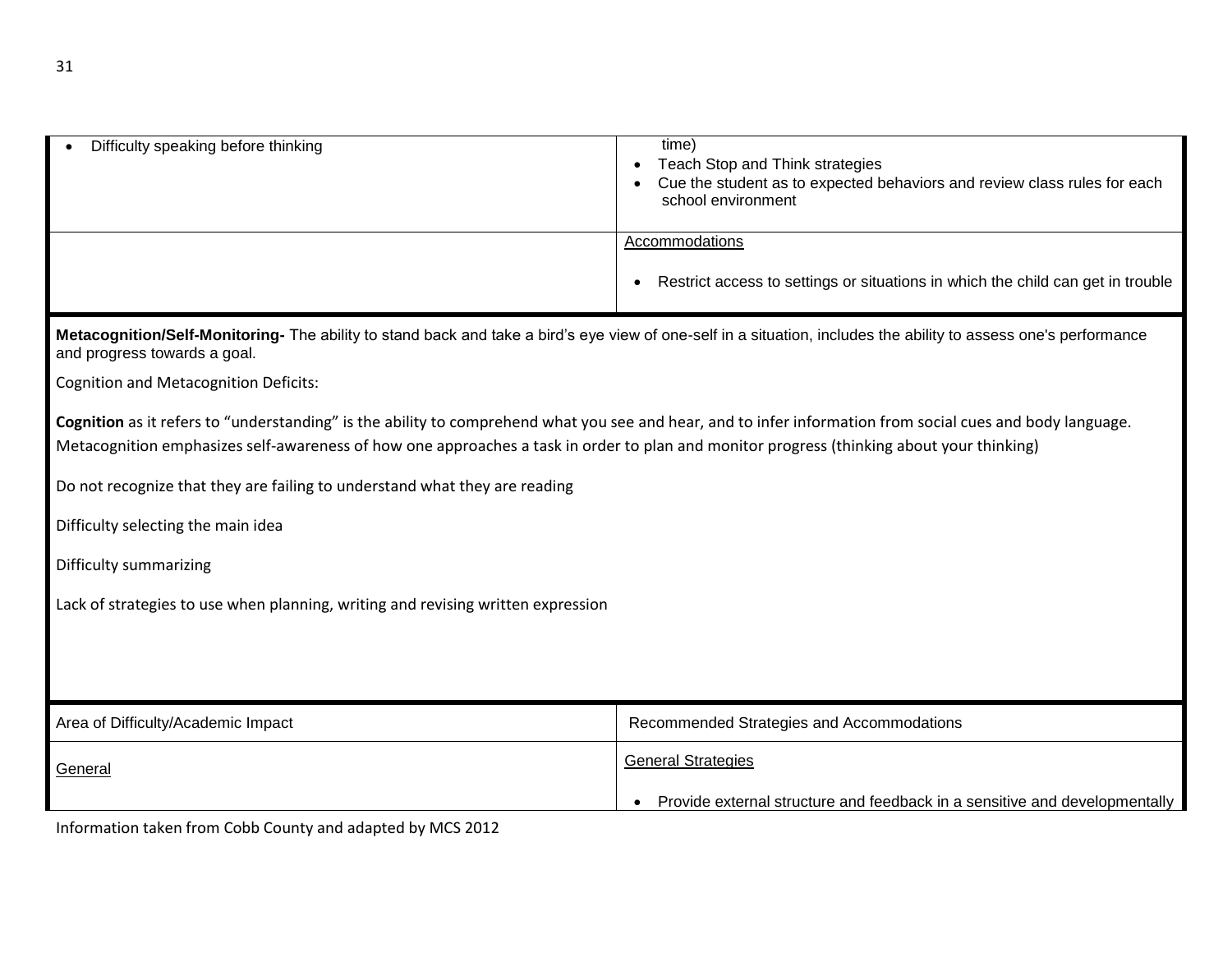| | |
|---|---|
| • Difficulty speaking before thinking | time)<br>• Teach Stop and Think strategies<br>• Cue the student as to expected behaviors and review class rules for each school environment |
| | Accommodations<br><br>• Restrict access to settings or situations in which the child can get in trouble |

**Metacognition/Self-Monitoring-** The ability to stand back and take a bird's eye view of one-self in a situation, includes the ability to assess one's performance and progress towards a goal.

Cognition and Metacognition Deficits:

**Cognition** as it refers to "understanding" is the ability to comprehend what you see and hear, and to infer information from social cues and body language. Metacognition emphasizes self-awareness of how one approaches a task in order to plan and monitor progress (thinking about your thinking)

Do not recognize that they are failing to understand what they are reading

Difficulty selecting the main idea

Difficulty summarizing

Lack of strategies to use when planning, writing and revising written expression

| Area of Difficulty/Academic Impact | Recommended Strategies and Accommodations |
|---|---|
| General | General Strategies<br><br>• Provide external structure and feedback in a sensitive and developmentally |

Information taken from Cobb County and adapted by MCS 2012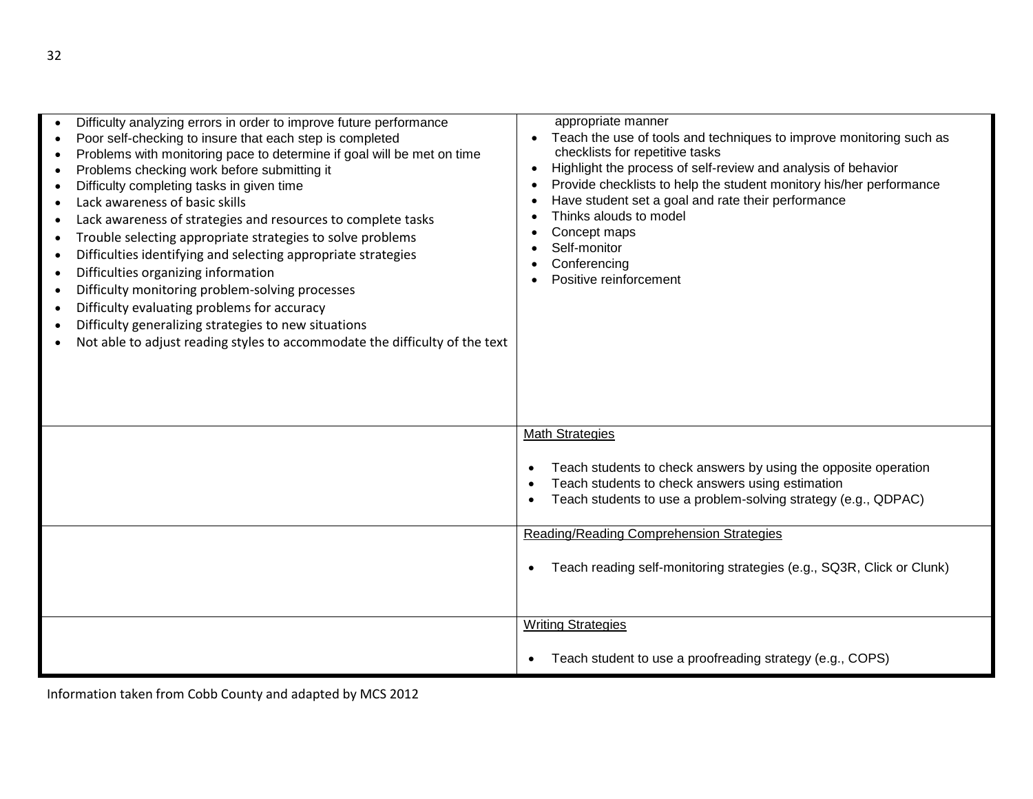| | |
|---|---|
| • Difficulty analyzing errors in order to improve future performance<br>• Poor self-checking to insure that each step is completed<br>• Problems with monitoring pace to determine if goal will be met on time<br>• Problems checking work before submitting it<br>• Difficulty completing tasks in given time<br>• Lack awareness of basic skills<br>• Lack awareness of strategies and resources to complete tasks<br>• Trouble selecting appropriate strategies to solve problems<br>• Difficulties identifying and selecting appropriate strategies<br>• Difficulties organizing information<br>• Difficulty monitoring problem-solving processes<br>• Difficulty evaluating problems for accuracy<br>• Difficulty generalizing strategies to new situations<br>• Not able to adjust reading styles to accommodate the difficulty of the text | appropriate manner<br>• Teach the use of tools and techniques to improve monitoring such as checklists for repetitive tasks<br>• Highlight the process of self-review and analysis of behavior<br>• Provide checklists to help the student monitory his/her performance<br>• Have student set a goal and rate their performance<br>• Thinks alouds to model<br>• Concept maps<br>• Self-monitor<br>• Conferencing<br>• Positive reinforcement |
| | <u>Math Strategies</u><br><br>• Teach students to check answers by using the opposite operation<br>• Teach students to check answers using estimation<br>• Teach students to use a problem-solving strategy (e.g., QDPAC) |
| | <u>Reading/Reading Comprehension Strategies</u><br><br>• Teach reading self-monitoring strategies (e.g., SQ3R, Click or Clunk) |
| | <u>Writing Strategies</u><br><br>• Teach student to use a proofreading strategy (e.g., COPS) |

Information taken from Cobb County and adapted by MCS 2012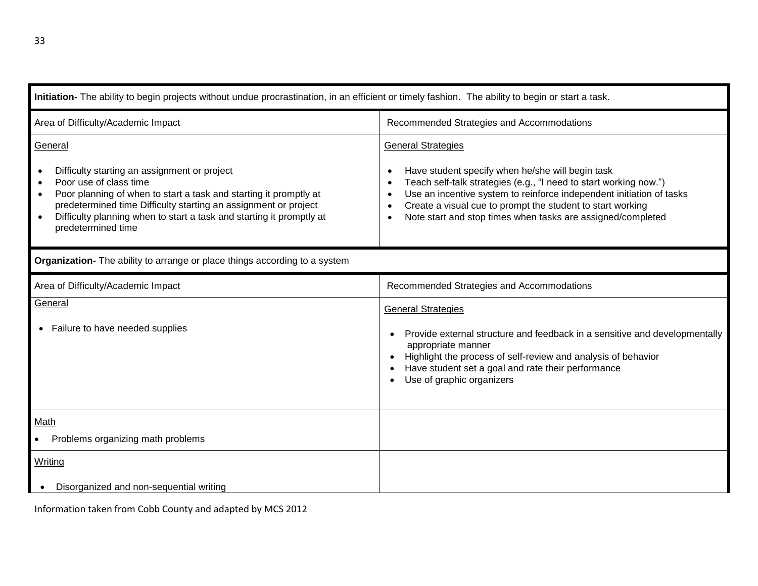| **Initiation-** The ability to begin projects without undue procrastination, in an efficient or timely fashion. The ability to begin or start a task. | |
|---|---|
| Area of Difficulty/Academic Impact | Recommended Strategies and Accommodations |
| <u>General</u><br><br>• Difficulty starting an assignment or project<br>• Poor use of class time<br>• Poor planning of when to start a task and starting it promptly at predetermined time Difficulty starting an assignment or project<br>• Difficulty planning when to start a task and starting it promptly at predetermined time | <u>General Strategies</u><br><br>• Have student specify when he/she will begin task<br>• Teach self-talk strategies (e.g., "I need to start working now.")<br>• Use an incentive system to reinforce independent initiation of tasks<br>• Create a visual cue to prompt the student to start working<br>• Note start and stop times when tasks are assigned/completed |

| **Organization-** The ability to arrange or place things according to a system | |
|---|---|
| Area of Difficulty/Academic Impact | Recommended Strategies and Accommodations |
| <u>General</u><br><br>• Failure to have needed supplies | <u>General Strategies</u><br><br>• Provide external structure and feedback in a sensitive and developmentally appropriate manner<br>• Highlight the process of self-review and analysis of behavior<br>• Have student set a goal and rate their performance<br>• Use of graphic organizers |
| <u>Math</u><br><br>• Problems organizing math problems | |
| <u>Writing</u><br><br>• Disorganized and non-sequential writing | |

Information taken from Cobb County and adapted by MCS 2012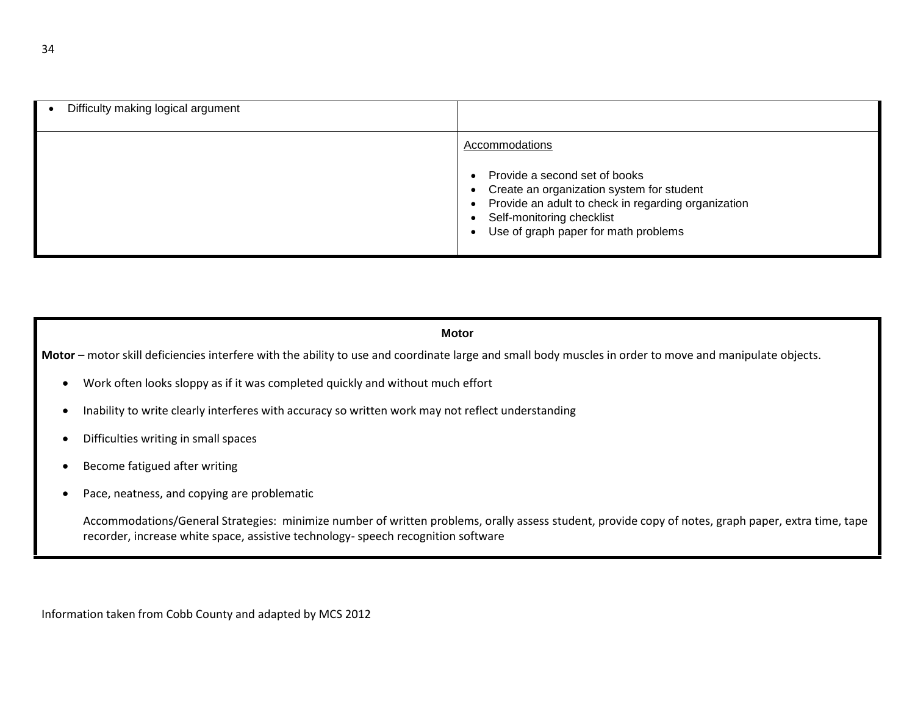| | |
|---|---|
| • Difficulty making logical argument | |
| | Accommodations<br><br>• Provide a second set of books<br>• Create an organization system for student<br>• Provide an adult to check in regarding organization<br>• Self-monitoring checklist<br>• Use of graph paper for math problems |

### Motor

**Motor** – motor skill deficiencies interfere with the ability to use and coordinate large and small body muscles in order to move and manipulate objects.

- Work often looks sloppy as if it was completed quickly and without much effort
- Inability to write clearly interferes with accuracy so written work may not reflect understanding
- Difficulties writing in small spaces
- Become fatigued after writing
- Pace, neatness, and copying are problematic

Accommodations/General Strategies: minimize number of written problems, orally assess student, provide copy of notes, graph paper, extra time, tape recorder, increase white space, assistive technology- speech recognition software

Information taken from Cobb County and adapted by MCS 2012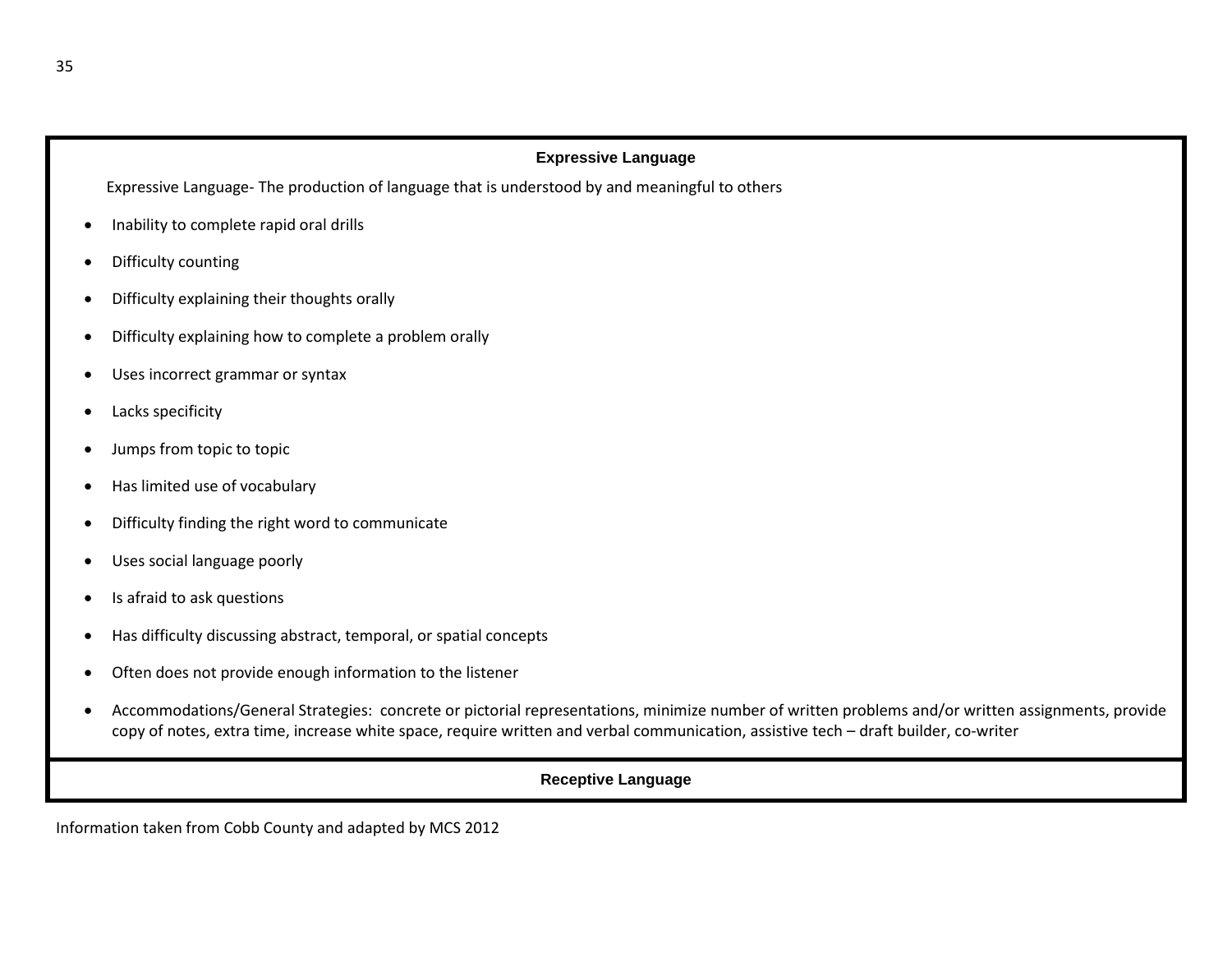### Expressive Language

Expressive Language- The production of language that is understood by and meaningful to others

- Inability to complete rapid oral drills
- Difficulty counting
- Difficulty explaining their thoughts orally
- Difficulty explaining how to complete a problem orally
- Uses incorrect grammar or syntax
- Lacks specificity
- Jumps from topic to topic
- Has limited use of vocabulary
- Difficulty finding the right word to communicate
- Uses social language poorly
- Is afraid to ask questions
- Has difficulty discussing abstract, temporal, or spatial concepts
- Often does not provide enough information to the listener
- Accommodations/General Strategies: concrete or pictorial representations, minimize number of written problems and/or written assignments, provide copy of notes, extra time, increase white space, require written and verbal communication, assistive tech – draft builder, co-writer

### Receptive Language

Information taken from Cobb County and adapted by MCS 2012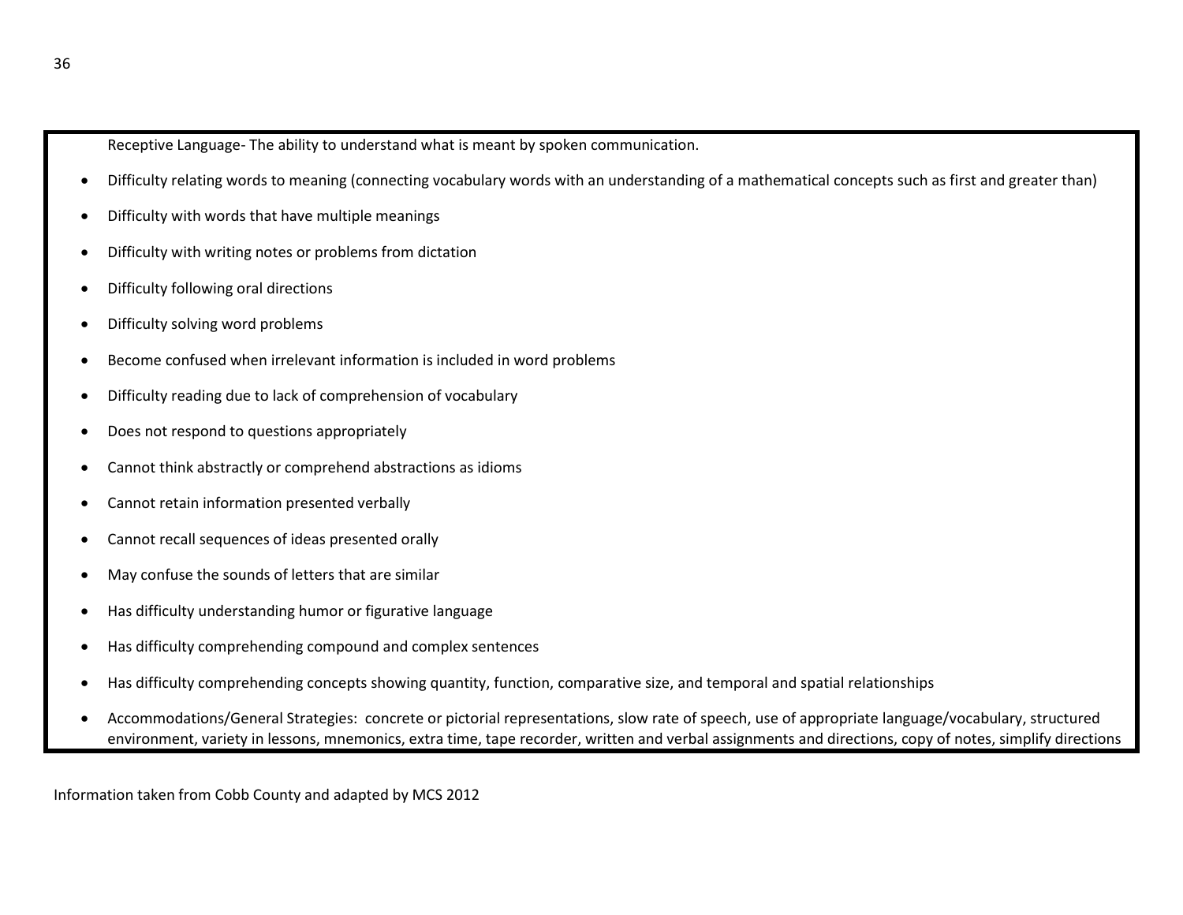Receptive Language- The ability to understand what is meant by spoken communication.

- Difficulty relating words to meaning (connecting vocabulary words with an understanding of a mathematical concepts such as first and greater than)
- Difficulty with words that have multiple meanings
- Difficulty with writing notes or problems from dictation
- Difficulty following oral directions
- Difficulty solving word problems
- Become confused when irrelevant information is included in word problems
- Difficulty reading due to lack of comprehension of vocabulary
- Does not respond to questions appropriately
- Cannot think abstractly or comprehend abstractions as idioms
- Cannot retain information presented verbally
- Cannot recall sequences of ideas presented orally
- May confuse the sounds of letters that are similar
- Has difficulty understanding humor or figurative language
- Has difficulty comprehending compound and complex sentences
- Has difficulty comprehending concepts showing quantity, function, comparative size, and temporal and spatial relationships
- Accommodations/General Strategies: concrete or pictorial representations, slow rate of speech, use of appropriate language/vocabulary, structured environment, variety in lessons, mnemonics, extra time, tape recorder, written and verbal assignments and directions, copy of notes, simplify directions

Information taken from Cobb County and adapted by MCS 2012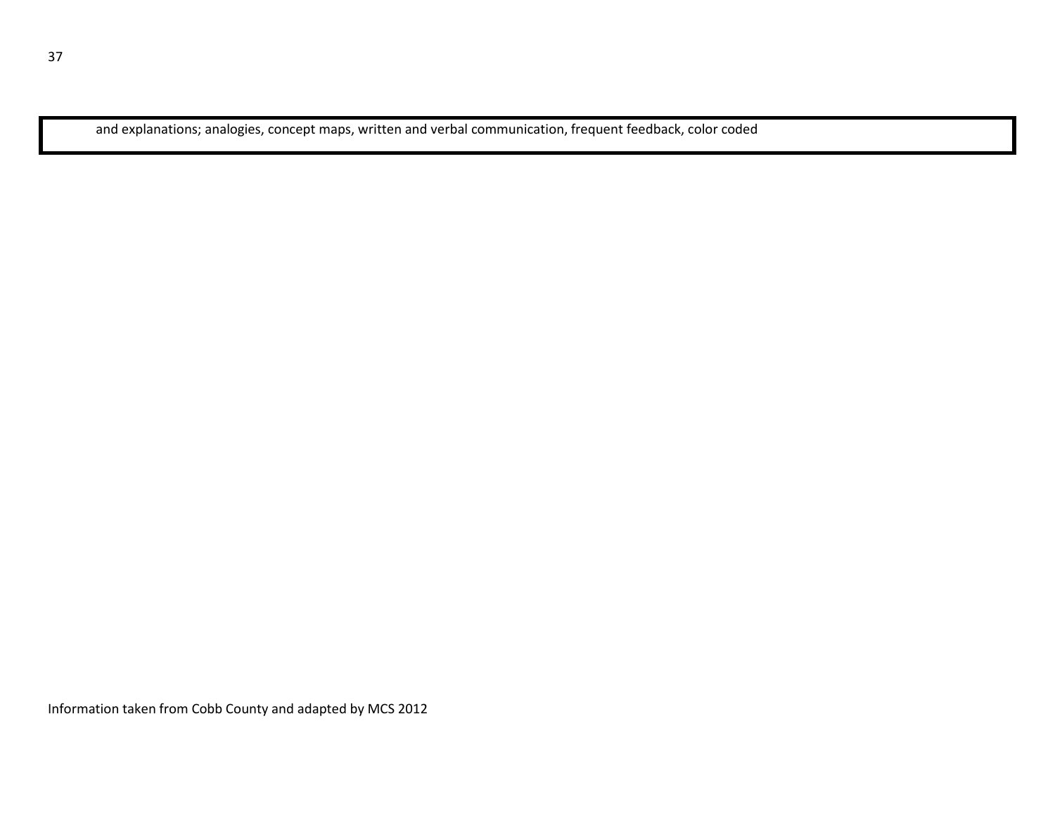| |
|---|
| and explanations; analogies, concept maps, written and verbal communication, frequent feedback, color coded |

Information taken from Cobb County and adapted by MCS 2012